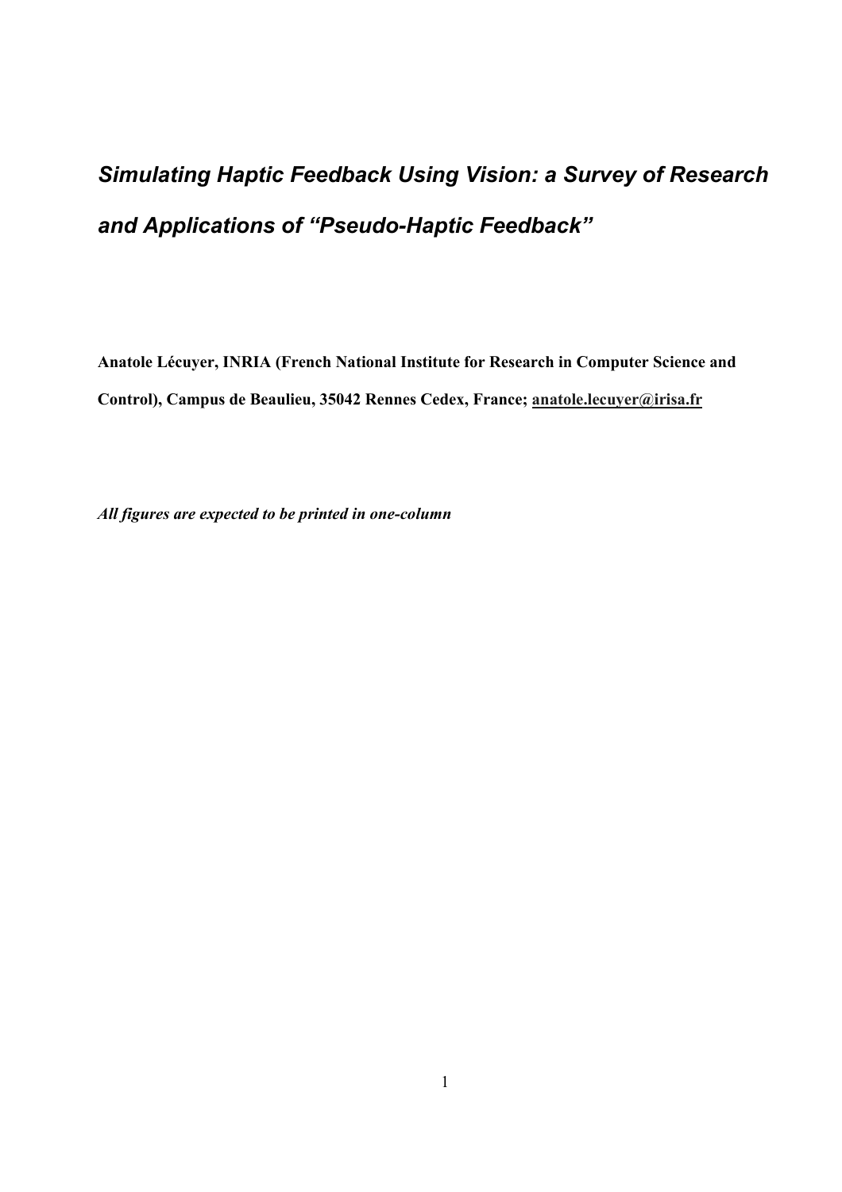# *Simulating Haptic Feedback Using Vision: a Survey of Research and Applications of "Pseudo-Haptic Feedback"*

**Anatole Lécuyer, INRIA (French National Institute for Research in Computer Science and Control), Campus de Beaulieu, 35042 Rennes Cedex, France; anatole.lecuyer@irisa.fr**

***All figures are expected to be printed in one-column***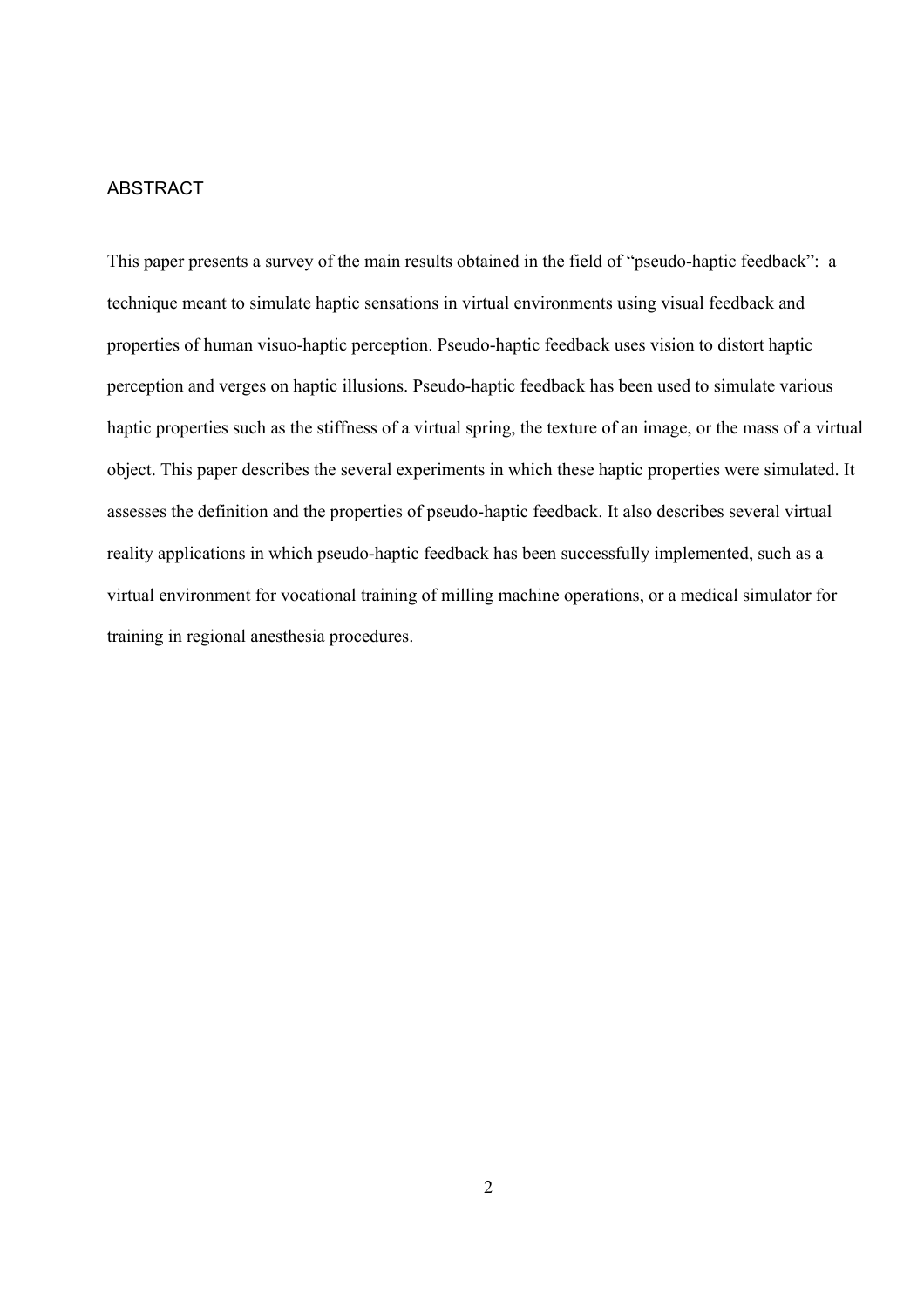## ABSTRACT

This paper presents a survey of the main results obtained in the field of "pseudo-haptic feedback": a technique meant to simulate haptic sensations in virtual environments using visual feedback and properties of human visuo-haptic perception. Pseudo-haptic feedback uses vision to distort haptic perception and verges on haptic illusions. Pseudo-haptic feedback has been used to simulate various haptic properties such as the stiffness of a virtual spring, the texture of an image, or the mass of a virtual object. This paper describes the several experiments in which these haptic properties were simulated. It assesses the definition and the properties of pseudo-haptic feedback. It also describes several virtual reality applications in which pseudo-haptic feedback has been successfully implemented, such as a virtual environment for vocational training of milling machine operations, or a medical simulator for training in regional anesthesia procedures.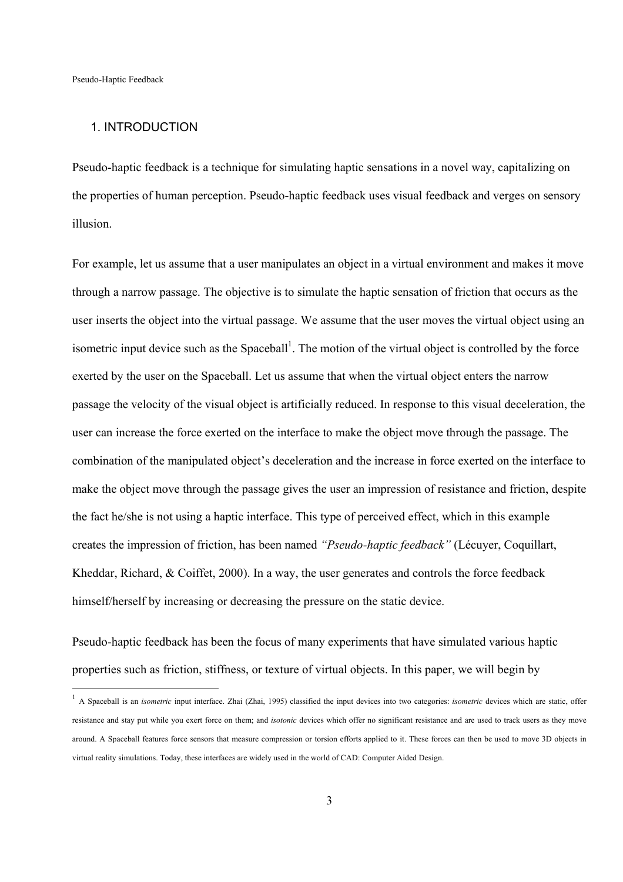## 1. INTRODUCTION

Pseudo-haptic feedback is a technique for simulating haptic sensations in a novel way, capitalizing on the properties of human perception. Pseudo-haptic feedback uses visual feedback and verges on sensory illusion.

For example, let us assume that a user manipulates an object in a virtual environment and makes it move through a narrow passage. The objective is to simulate the haptic sensation of friction that occurs as the user inserts the object into the virtual passage. We assume that the user moves the virtual object using an isometric input device such as the Spaceball[1]. The motion of the virtual object is controlled by the force exerted by the user on the Spaceball. Let us assume that when the virtual object enters the narrow passage the velocity of the visual object is artificially reduced. In response to this visual deceleration, the user can increase the force exerted on the interface to make the object move through the passage. The combination of the manipulated object's deceleration and the increase in force exerted on the interface to make the object move through the passage gives the user an impression of resistance and friction, despite the fact he/she is not using a haptic interface. This type of perceived effect, which in this example creates the impression of friction, has been named *"Pseudo-haptic feedback"* (Lécuyer, Coquillart, Kheddar, Richard, & Coiffet, 2000). In a way, the user generates and controls the force feedback himself/herself by increasing or decreasing the pressure on the static device.

Pseudo-haptic feedback has been the focus of many experiments that have simulated various haptic properties such as friction, stiffness, or texture of virtual objects. In this paper, we will begin by

[1] A Spaceball is an *isometric* input interface. Zhai (Zhai, 1995) classified the input devices into two categories: *isometric* devices which are static, offer resistance and stay put while you exert force on them; and *isotonic* devices which offer no significant resistance and are used to track users as they move around. A Spaceball features force sensors that measure compression or torsion efforts applied to it. These forces can then be used to move 3D objects in virtual reality simulations. Today, these interfaces are widely used in the world of CAD: Computer Aided Design.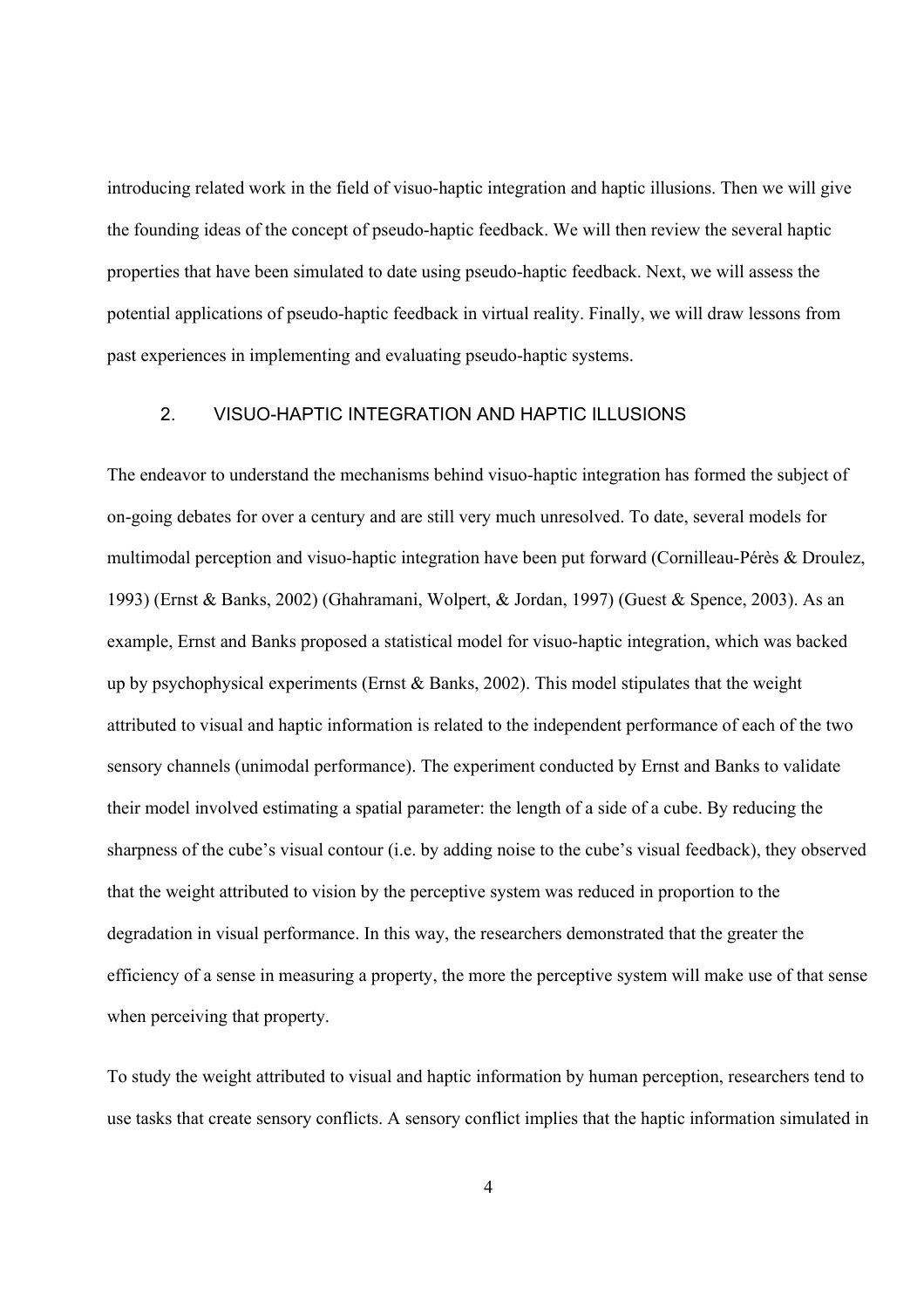introducing related work in the field of visuo-haptic integration and haptic illusions. Then we will give the founding ideas of the concept of pseudo-haptic feedback. We will then review the several haptic properties that have been simulated to date using pseudo-haptic feedback. Next, we will assess the potential applications of pseudo-haptic feedback in virtual reality. Finally, we will draw lessons from past experiences in implementing and evaluating pseudo-haptic systems.

## 2. VISUO-HAPTIC INTEGRATION AND HAPTIC ILLUSIONS

The endeavor to understand the mechanisms behind visuo-haptic integration has formed the subject of on-going debates for over a century and are still very much unresolved. To date, several models for multimodal perception and visuo-haptic integration have been put forward (Cornilleau-Pérès & Droulez, 1993) (Ernst & Banks, 2002) (Ghahramani, Wolpert, & Jordan, 1997) (Guest & Spence, 2003). As an example, Ernst and Banks proposed a statistical model for visuo-haptic integration, which was backed up by psychophysical experiments (Ernst & Banks, 2002). This model stipulates that the weight attributed to visual and haptic information is related to the independent performance of each of the two sensory channels (unimodal performance). The experiment conducted by Ernst and Banks to validate their model involved estimating a spatial parameter: the length of a side of a cube. By reducing the sharpness of the cube's visual contour (i.e. by adding noise to the cube's visual feedback), they observed that the weight attributed to vision by the perceptive system was reduced in proportion to the degradation in visual performance. In this way, the researchers demonstrated that the greater the efficiency of a sense in measuring a property, the more the perceptive system will make use of that sense when perceiving that property.

To study the weight attributed to visual and haptic information by human perception, researchers tend to use tasks that create sensory conflicts. A sensory conflict implies that the haptic information simulated in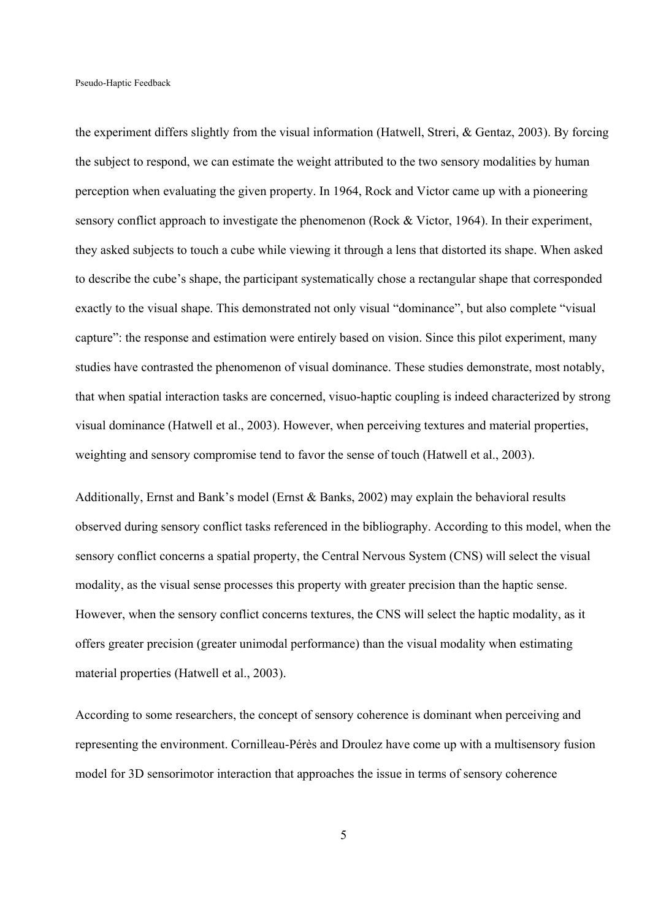the experiment differs slightly from the visual information (Hatwell, Streri, & Gentaz, 2003). By forcing the subject to respond, we can estimate the weight attributed to the two sensory modalities by human perception when evaluating the given property. In 1964, Rock and Victor came up with a pioneering sensory conflict approach to investigate the phenomenon (Rock & Victor, 1964). In their experiment, they asked subjects to touch a cube while viewing it through a lens that distorted its shape. When asked to describe the cube's shape, the participant systematically chose a rectangular shape that corresponded exactly to the visual shape. This demonstrated not only visual "dominance", but also complete "visual capture": the response and estimation were entirely based on vision. Since this pilot experiment, many studies have contrasted the phenomenon of visual dominance. These studies demonstrate, most notably, that when spatial interaction tasks are concerned, visuo-haptic coupling is indeed characterized by strong visual dominance (Hatwell et al., 2003). However, when perceiving textures and material properties, weighting and sensory compromise tend to favor the sense of touch (Hatwell et al., 2003).

Additionally, Ernst and Bank's model (Ernst & Banks, 2002) may explain the behavioral results observed during sensory conflict tasks referenced in the bibliography. According to this model, when the sensory conflict concerns a spatial property, the Central Nervous System (CNS) will select the visual modality, as the visual sense processes this property with greater precision than the haptic sense. However, when the sensory conflict concerns textures, the CNS will select the haptic modality, as it offers greater precision (greater unimodal performance) than the visual modality when estimating material properties (Hatwell et al., 2003).

According to some researchers, the concept of sensory coherence is dominant when perceiving and representing the environment. Cornilleau-Pérès and Droulez have come up with a multisensory fusion model for 3D sensorimotor interaction that approaches the issue in terms of sensory coherence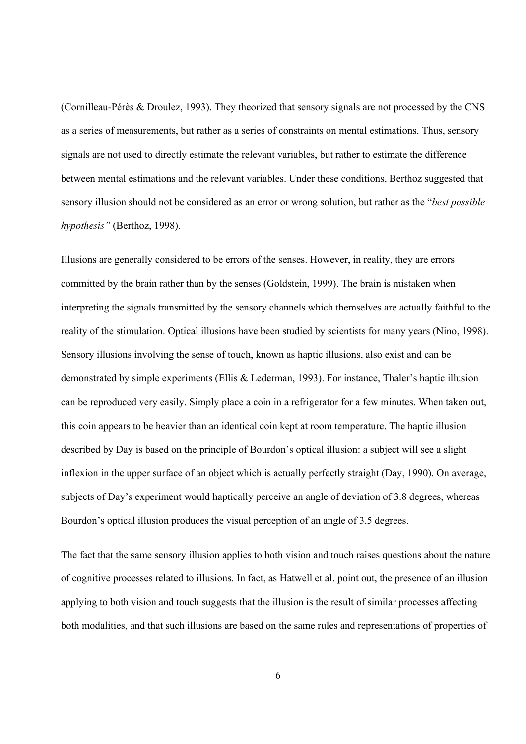(Cornilleau-Pérès & Droulez, 1993). They theorized that sensory signals are not processed by the CNS as a series of measurements, but rather as a series of constraints on mental estimations. Thus, sensory signals are not used to directly estimate the relevant variables, but rather to estimate the difference between mental estimations and the relevant variables. Under these conditions, Berthoz suggested that sensory illusion should not be considered as an error or wrong solution, but rather as the "*best possible hypothesis"* (Berthoz, 1998).

Illusions are generally considered to be errors of the senses. However, in reality, they are errors committed by the brain rather than by the senses (Goldstein, 1999). The brain is mistaken when interpreting the signals transmitted by the sensory channels which themselves are actually faithful to the reality of the stimulation. Optical illusions have been studied by scientists for many years (Nino, 1998). Sensory illusions involving the sense of touch, known as haptic illusions, also exist and can be demonstrated by simple experiments (Ellis & Lederman, 1993). For instance, Thaler's haptic illusion can be reproduced very easily. Simply place a coin in a refrigerator for a few minutes. When taken out, this coin appears to be heavier than an identical coin kept at room temperature. The haptic illusion described by Day is based on the principle of Bourdon's optical illusion: a subject will see a slight inflexion in the upper surface of an object which is actually perfectly straight (Day, 1990). On average, subjects of Day's experiment would haptically perceive an angle of deviation of 3.8 degrees, whereas Bourdon's optical illusion produces the visual perception of an angle of 3.5 degrees.

The fact that the same sensory illusion applies to both vision and touch raises questions about the nature of cognitive processes related to illusions. In fact, as Hatwell et al. point out, the presence of an illusion applying to both vision and touch suggests that the illusion is the result of similar processes affecting both modalities, and that such illusions are based on the same rules and representations of properties of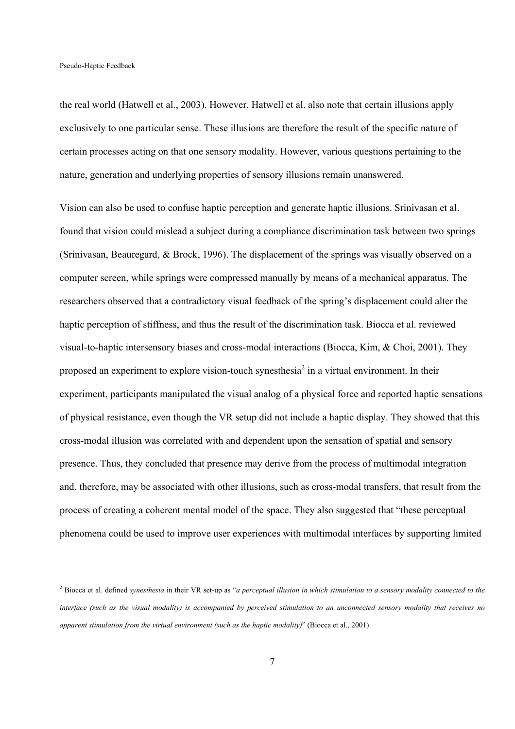the real world (Hatwell et al., 2003). However, Hatwell et al. also note that certain illusions apply exclusively to one particular sense. These illusions are therefore the result of the specific nature of certain processes acting on that one sensory modality. However, various questions pertaining to the nature, generation and underlying properties of sensory illusions remain unanswered.

Vision can also be used to confuse haptic perception and generate haptic illusions. Srinivasan et al. found that vision could mislead a subject during a compliance discrimination task between two springs (Srinivasan, Beauregard, & Brock, 1996). The displacement of the springs was visually observed on a computer screen, while springs were compressed manually by means of a mechanical apparatus. The researchers observed that a contradictory visual feedback of the spring's displacement could alter the haptic perception of stiffness, and thus the result of the discrimination task. Biocca et al. reviewed visual-to-haptic intersensory biases and cross-modal interactions (Biocca, Kim, & Choi, 2001). They proposed an experiment to explore vision-touch synesthesia[2] in a virtual environment. In their experiment, participants manipulated the visual analog of a physical force and reported haptic sensations of physical resistance, even though the VR setup did not include a haptic display. They showed that this cross-modal illusion was correlated with and dependent upon the sensation of spatial and sensory presence. Thus, they concluded that presence may derive from the process of multimodal integration and, therefore, may be associated with other illusions, such as cross-modal transfers, that result from the process of creating a coherent mental model of the space. They also suggested that "these perceptual phenomena could be used to improve user experiences with multimodal interfaces by supporting limited

---

[2] Biocca et al. defined *synesthesia* in their VR set-up as "*a perceptual illusion in which stimulation to a sensory modality connected to the interface (such as the visual modality) is accompanied by perceived stimulation to an unconnected sensory modality that receives no apparent stimulation from the virtual environment (such as the haptic modality)*" (Biocca et al., 2001).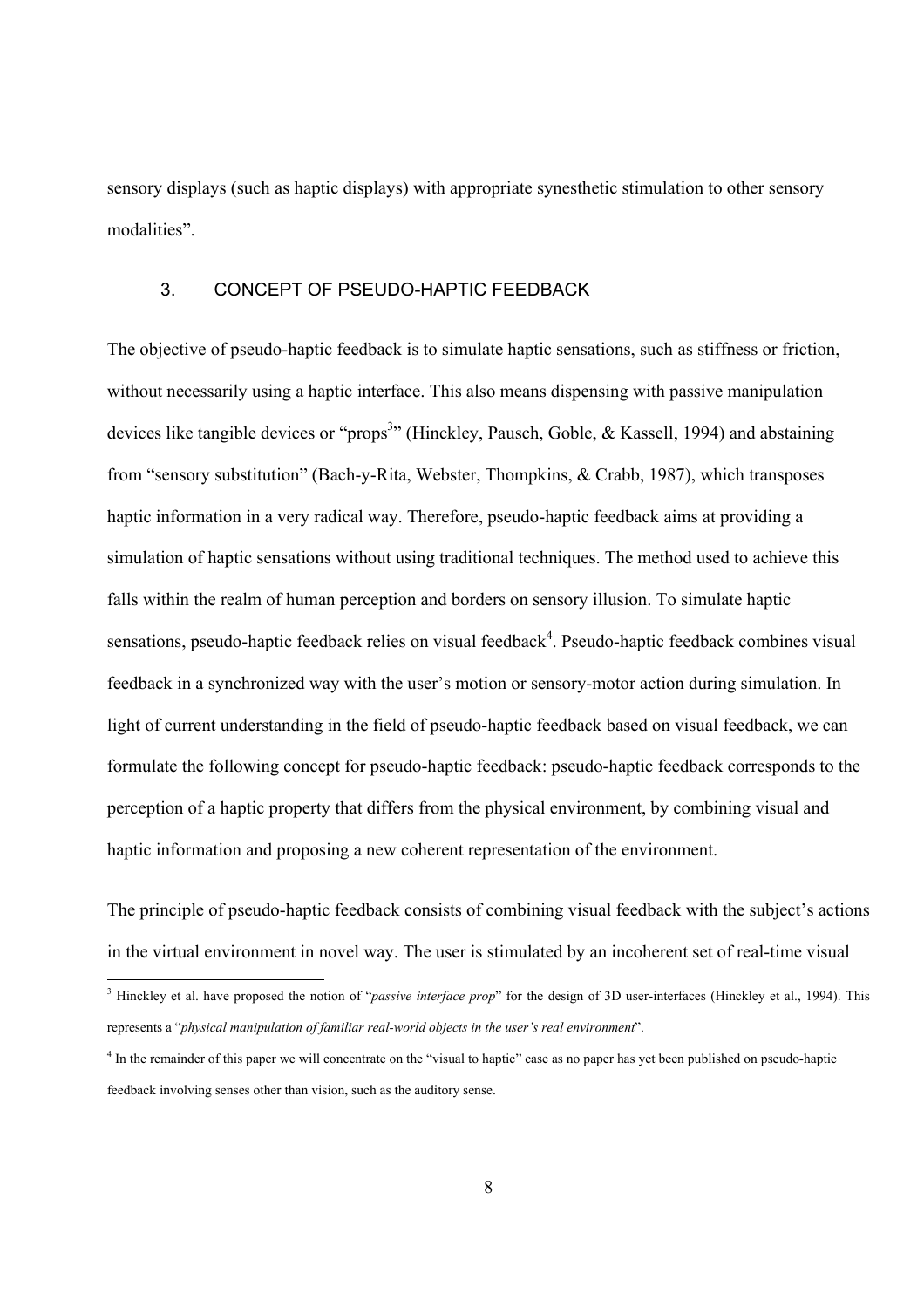sensory displays (such as haptic displays) with appropriate synesthetic stimulation to other sensory modalities".

## 3. CONCEPT OF PSEUDO-HAPTIC FEEDBACK

The objective of pseudo-haptic feedback is to simulate haptic sensations, such as stiffness or friction, without necessarily using a haptic interface. This also means dispensing with passive manipulation devices like tangible devices or "props[3]" (Hinckley, Pausch, Goble, & Kassell, 1994) and abstaining from "sensory substitution" (Bach-y-Rita, Webster, Thompkins, & Crabb, 1987), which transposes haptic information in a very radical way. Therefore, pseudo-haptic feedback aims at providing a simulation of haptic sensations without using traditional techniques. The method used to achieve this falls within the realm of human perception and borders on sensory illusion. To simulate haptic sensations, pseudo-haptic feedback relies on visual feedback[4]. Pseudo-haptic feedback combines visual feedback in a synchronized way with the user's motion or sensory-motor action during simulation. In light of current understanding in the field of pseudo-haptic feedback based on visual feedback, we can formulate the following concept for pseudo-haptic feedback: pseudo-haptic feedback corresponds to the perception of a haptic property that differs from the physical environment, by combining visual and haptic information and proposing a new coherent representation of the environment.

The principle of pseudo-haptic feedback consists of combining visual feedback with the subject's actions in the virtual environment in novel way. The user is stimulated by an incoherent set of real-time visual

---

[3] Hinckley et al. have proposed the notion of "*passive interface prop*" for the design of 3D user-interfaces (Hinckley et al., 1994). This represents a "*physical manipulation of familiar real-world objects in the user's real environment*".

[4] In the remainder of this paper we will concentrate on the "visual to haptic" case as no paper has yet been published on pseudo-haptic feedback involving senses other than vision, such as the auditory sense.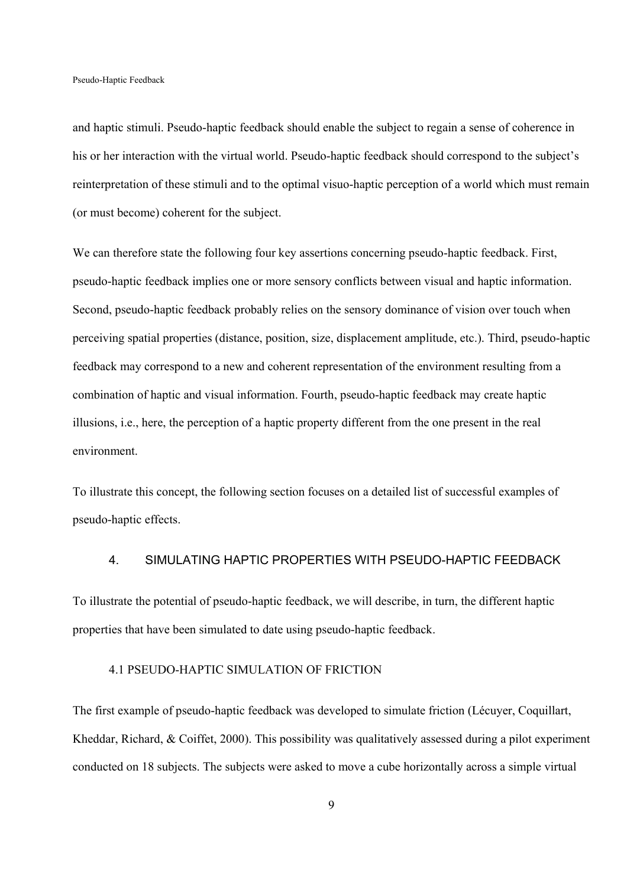and haptic stimuli. Pseudo-haptic feedback should enable the subject to regain a sense of coherence in his or her interaction with the virtual world. Pseudo-haptic feedback should correspond to the subject's reinterpretation of these stimuli and to the optimal visuo-haptic perception of a world which must remain (or must become) coherent for the subject.

We can therefore state the following four key assertions concerning pseudo-haptic feedback. First, pseudo-haptic feedback implies one or more sensory conflicts between visual and haptic information. Second, pseudo-haptic feedback probably relies on the sensory dominance of vision over touch when perceiving spatial properties (distance, position, size, displacement amplitude, etc.). Third, pseudo-haptic feedback may correspond to a new and coherent representation of the environment resulting from a combination of haptic and visual information. Fourth, pseudo-haptic feedback may create haptic illusions, i.e., here, the perception of a haptic property different from the one present in the real environment.

To illustrate this concept, the following section focuses on a detailed list of successful examples of pseudo-haptic effects.

## 4. SIMULATING HAPTIC PROPERTIES WITH PSEUDO-HAPTIC FEEDBACK

To illustrate the potential of pseudo-haptic feedback, we will describe, in turn, the different haptic properties that have been simulated to date using pseudo-haptic feedback.

### 4.1 PSEUDO-HAPTIC SIMULATION OF FRICTION

The first example of pseudo-haptic feedback was developed to simulate friction (Lécuyer, Coquillart, Kheddar, Richard, & Coiffet, 2000). This possibility was qualitatively assessed during a pilot experiment conducted on 18 subjects. The subjects were asked to move a cube horizontally across a simple virtual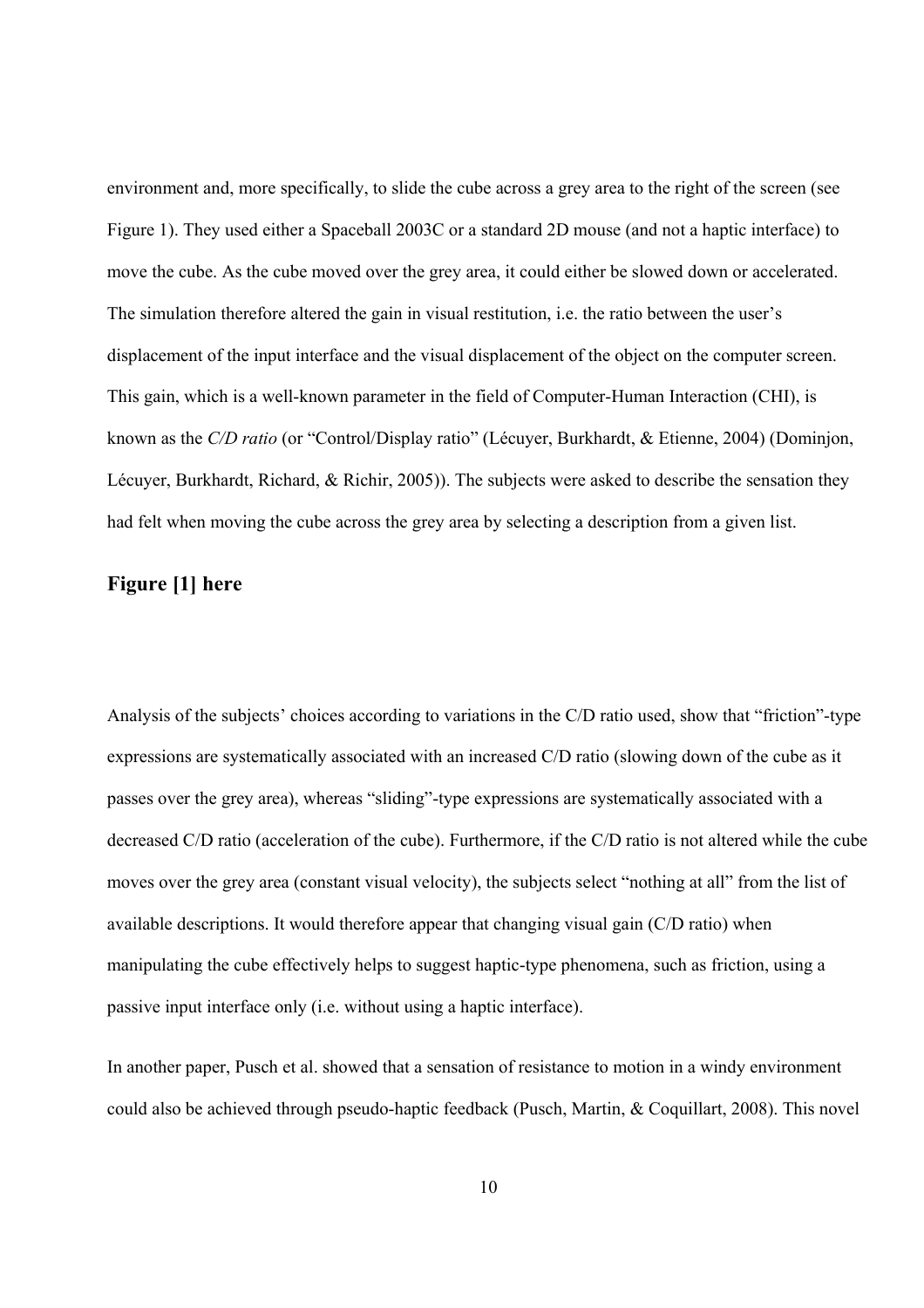environment and, more specifically, to slide the cube across a grey area to the right of the screen (see Figure 1). They used either a Spaceball 2003C or a standard 2D mouse (and not a haptic interface) to move the cube. As the cube moved over the grey area, it could either be slowed down or accelerated. The simulation therefore altered the gain in visual restitution, i.e. the ratio between the user's displacement of the input interface and the visual displacement of the object on the computer screen. This gain, which is a well-known parameter in the field of Computer-Human Interaction (CHI), is known as the *C/D ratio* (or "Control/Display ratio" (Lécuyer, Burkhardt, & Etienne, 2004) (Dominjon, Lécuyer, Burkhardt, Richard, & Richir, 2005)). The subjects were asked to describe the sensation they had felt when moving the cube across the grey area by selecting a description from a given list.

**Figure [1] here**

Analysis of the subjects' choices according to variations in the C/D ratio used, show that "friction"-type expressions are systematically associated with an increased C/D ratio (slowing down of the cube as it passes over the grey area), whereas "sliding"-type expressions are systematically associated with a decreased C/D ratio (acceleration of the cube). Furthermore, if the C/D ratio is not altered while the cube moves over the grey area (constant visual velocity), the subjects select "nothing at all" from the list of available descriptions. It would therefore appear that changing visual gain (C/D ratio) when manipulating the cube effectively helps to suggest haptic-type phenomena, such as friction, using a passive input interface only (i.e. without using a haptic interface).

In another paper, Pusch et al. showed that a sensation of resistance to motion in a windy environment could also be achieved through pseudo-haptic feedback (Pusch, Martin, & Coquillart, 2008). This novel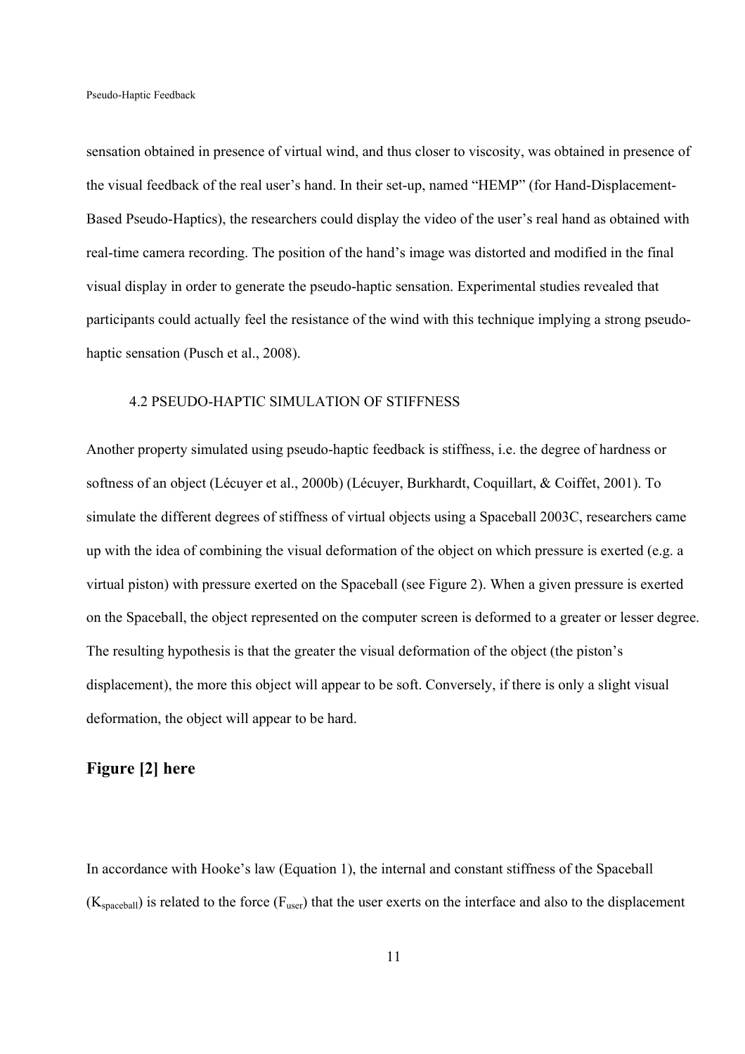sensation obtained in presence of virtual wind, and thus closer to viscosity, was obtained in presence of the visual feedback of the real user's hand. In their set-up, named "HEMP" (for Hand-Displacement-Based Pseudo-Haptics), the researchers could display the video of the user's real hand as obtained with real-time camera recording. The position of the hand's image was distorted and modified in the final visual display in order to generate the pseudo-haptic sensation. Experimental studies revealed that participants could actually feel the resistance of the wind with this technique implying a strong pseudo-haptic sensation (Pusch et al., 2008).

### 4.2 PSEUDO-HAPTIC SIMULATION OF STIFFNESS

Another property simulated using pseudo-haptic feedback is stiffness, i.e. the degree of hardness or softness of an object (Lécuyer et al., 2000b) (Lécuyer, Burkhardt, Coquillart, & Coiffet, 2001). To simulate the different degrees of stiffness of virtual objects using a Spaceball 2003C, researchers came up with the idea of combining the visual deformation of the object on which pressure is exerted (e.g. a virtual piston) with pressure exerted on the Spaceball (see Figure 2). When a given pressure is exerted on the Spaceball, the object represented on the computer screen is deformed to a greater or lesser degree. The resulting hypothesis is that the greater the visual deformation of the object (the piston's displacement), the more this object will appear to be soft. Conversely, if there is only a slight visual deformation, the object will appear to be hard.

**Figure [2] here**

In accordance with Hooke's law (Equation 1), the internal and constant stiffness of the Spaceball ($K_{spaceball}$) is related to the force ($F_{user}$) that the user exerts on the interface and also to the displacement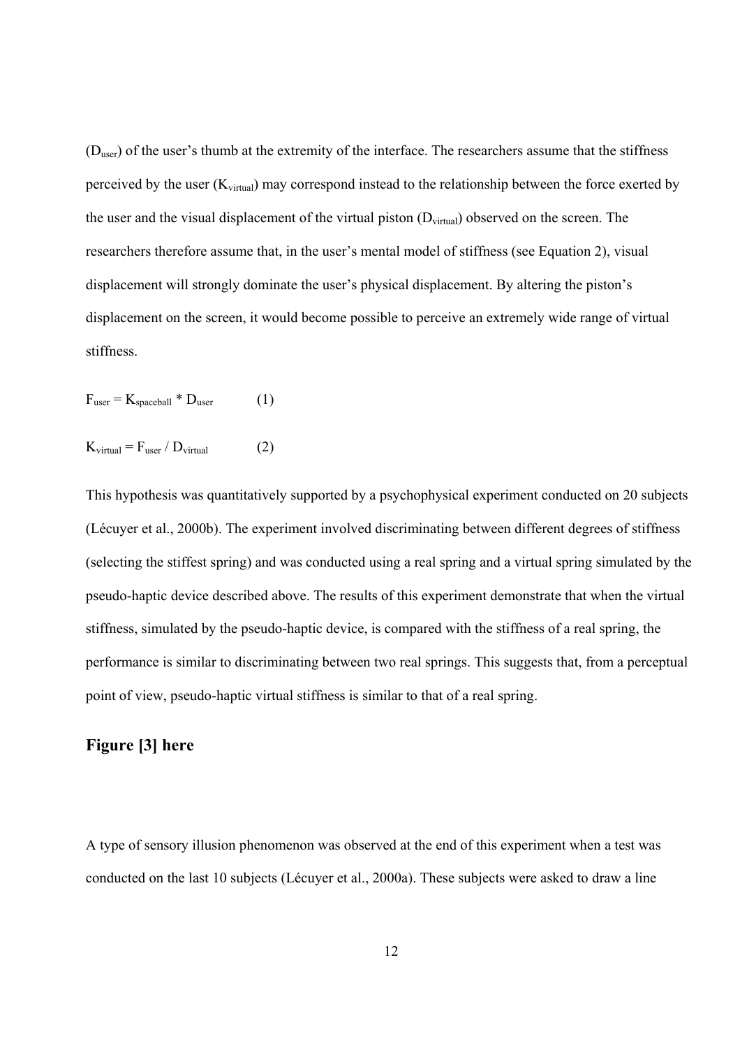($D_{user}$) of the user's thumb at the extremity of the interface. The researchers assume that the stiffness perceived by the user ($K_{virtual}$) may correspond instead to the relationship between the force exerted by the user and the visual displacement of the virtual piston ($D_{virtual}$) observed on the screen. The researchers therefore assume that, in the user's mental model of stiffness (see Equation 2), visual displacement will strongly dominate the user's physical displacement. By altering the piston's displacement on the screen, it would become possible to perceive an extremely wide range of virtual stiffness.

$$F_{user} = K_{spaceball} * D_{user} \qquad (1)$$

$$K_{virtual} = F_{user} / D_{virtual} \qquad (2)$$

This hypothesis was quantitatively supported by a psychophysical experiment conducted on 20 subjects (Lécuyer et al., 2000b). The experiment involved discriminating between different degrees of stiffness (selecting the stiffest spring) and was conducted using a real spring and a virtual spring simulated by the pseudo-haptic device described above. The results of this experiment demonstrate that when the virtual stiffness, simulated by the pseudo-haptic device, is compared with the stiffness of a real spring, the performance is similar to discriminating between two real springs. This suggests that, from a perceptual point of view, pseudo-haptic virtual stiffness is similar to that of a real spring.

**Figure [3] here**

A type of sensory illusion phenomenon was observed at the end of this experiment when a test was conducted on the last 10 subjects (Lécuyer et al., 2000a). These subjects were asked to draw a line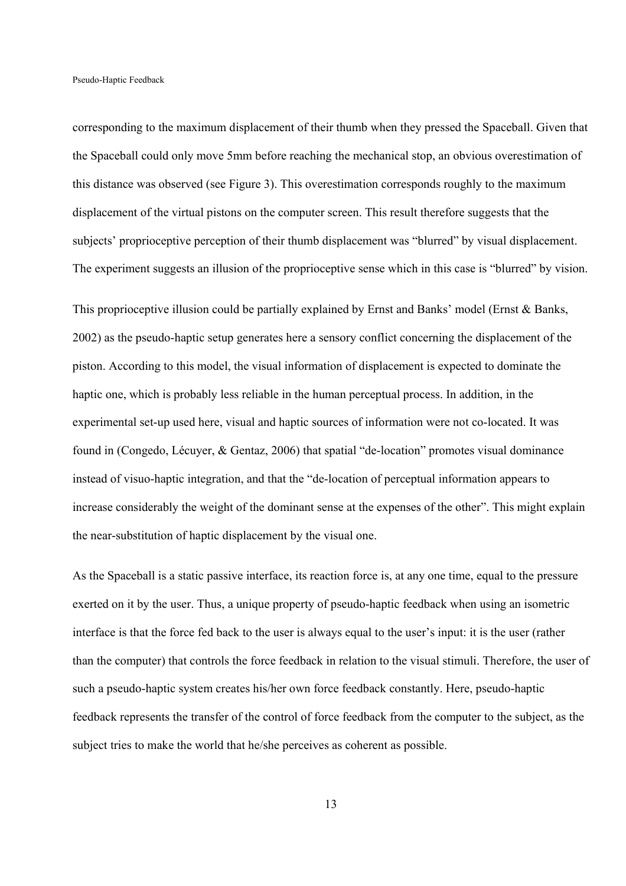corresponding to the maximum displacement of their thumb when they pressed the Spaceball. Given that the Spaceball could only move 5mm before reaching the mechanical stop, an obvious overestimation of this distance was observed (see Figure 3). This overestimation corresponds roughly to the maximum displacement of the virtual pistons on the computer screen. This result therefore suggests that the subjects' proprioceptive perception of their thumb displacement was "blurred" by visual displacement. The experiment suggests an illusion of the proprioceptive sense which in this case is "blurred" by vision.

This proprioceptive illusion could be partially explained by Ernst and Banks' model (Ernst & Banks, 2002) as the pseudo-haptic setup generates here a sensory conflict concerning the displacement of the piston. According to this model, the visual information of displacement is expected to dominate the haptic one, which is probably less reliable in the human perceptual process. In addition, in the experimental set-up used here, visual and haptic sources of information were not co-located. It was found in (Congedo, Lécuyer, & Gentaz, 2006) that spatial "de-location" promotes visual dominance instead of visuo-haptic integration, and that the "de-location of perceptual information appears to increase considerably the weight of the dominant sense at the expenses of the other". This might explain the near-substitution of haptic displacement by the visual one.

As the Spaceball is a static passive interface, its reaction force is, at any one time, equal to the pressure exerted on it by the user. Thus, a unique property of pseudo-haptic feedback when using an isometric interface is that the force fed back to the user is always equal to the user's input: it is the user (rather than the computer) that controls the force feedback in relation to the visual stimuli. Therefore, the user of such a pseudo-haptic system creates his/her own force feedback constantly. Here, pseudo-haptic feedback represents the transfer of the control of force feedback from the computer to the subject, as the subject tries to make the world that he/she perceives as coherent as possible.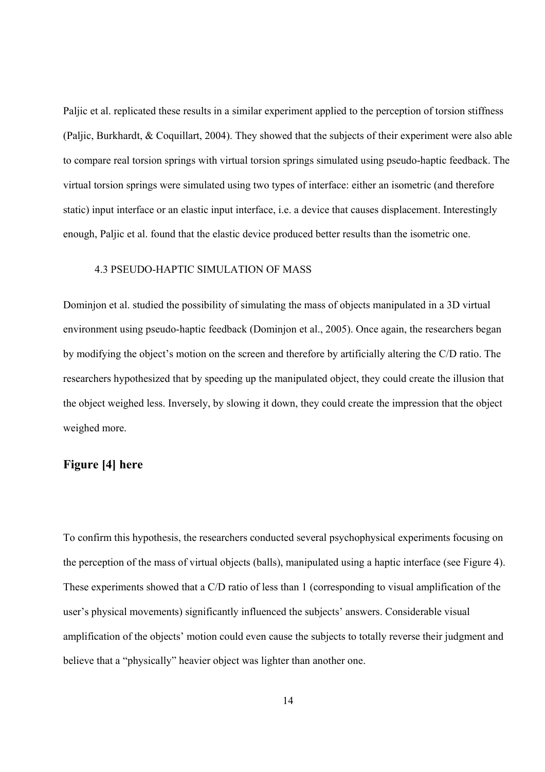Paljic et al. replicated these results in a similar experiment applied to the perception of torsion stiffness (Paljic, Burkhardt, & Coquillart, 2004). They showed that the subjects of their experiment were also able to compare real torsion springs with virtual torsion springs simulated using pseudo-haptic feedback. The virtual torsion springs were simulated using two types of interface: either an isometric (and therefore static) input interface or an elastic input interface, i.e. a device that causes displacement. Interestingly enough, Paljic et al. found that the elastic device produced better results than the isometric one.

### 4.3 PSEUDO-HAPTIC SIMULATION OF MASS

Dominjon et al. studied the possibility of simulating the mass of objects manipulated in a 3D virtual environment using pseudo-haptic feedback (Dominjon et al., 2005). Once again, the researchers began by modifying the object's motion on the screen and therefore by artificially altering the C/D ratio. The researchers hypothesized that by speeding up the manipulated object, they could create the illusion that the object weighed less. Inversely, by slowing it down, they could create the impression that the object weighed more.

**Figure [4] here**

To confirm this hypothesis, the researchers conducted several psychophysical experiments focusing on the perception of the mass of virtual objects (balls), manipulated using a haptic interface (see Figure 4). These experiments showed that a C/D ratio of less than 1 (corresponding to visual amplification of the user's physical movements) significantly influenced the subjects' answers. Considerable visual amplification of the objects' motion could even cause the subjects to totally reverse their judgment and believe that a "physically" heavier object was lighter than another one.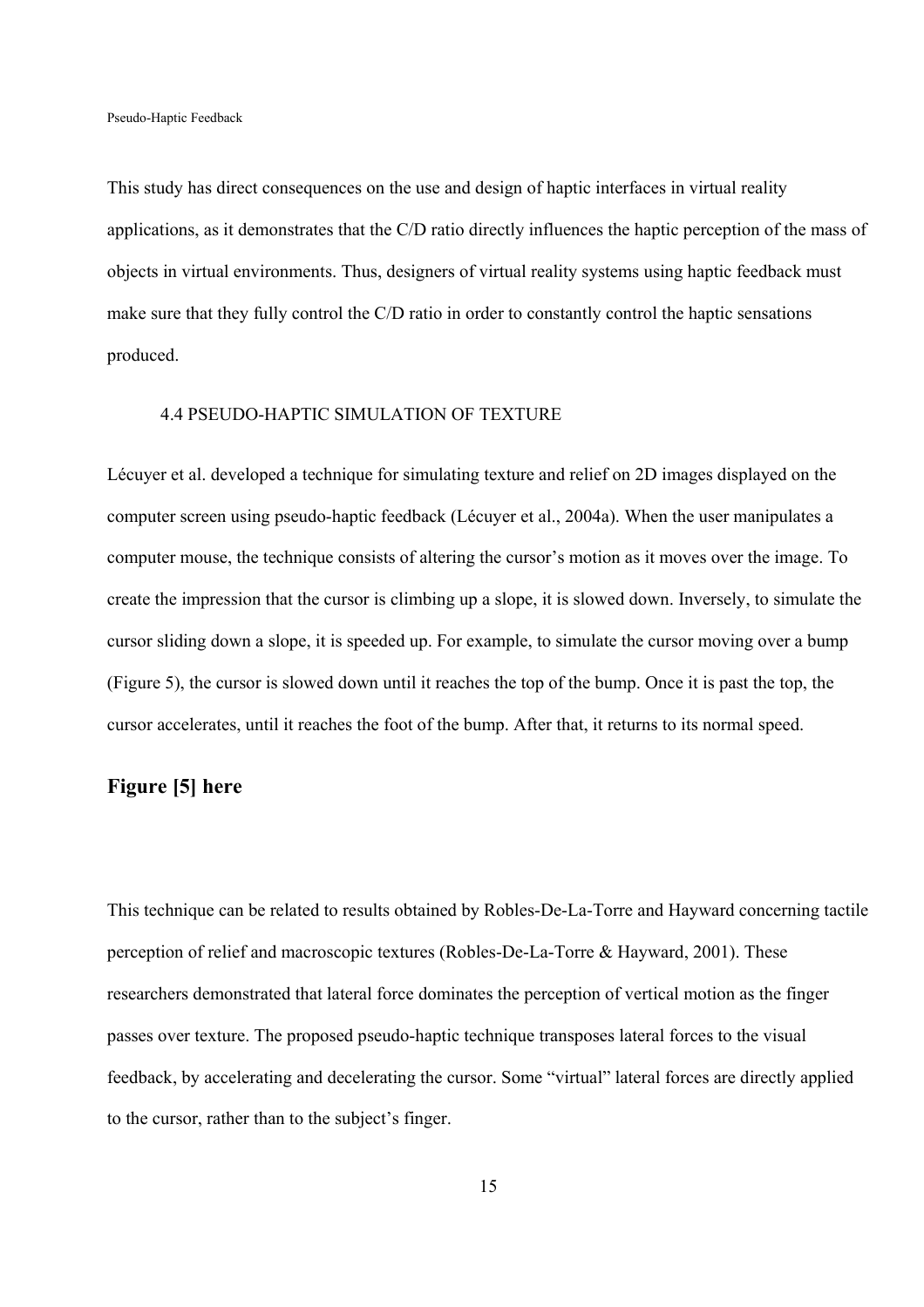This study has direct consequences on the use and design of haptic interfaces in virtual reality applications, as it demonstrates that the C/D ratio directly influences the haptic perception of the mass of objects in virtual environments. Thus, designers of virtual reality systems using haptic feedback must make sure that they fully control the C/D ratio in order to constantly control the haptic sensations produced.

### 4.4 PSEUDO-HAPTIC SIMULATION OF TEXTURE

Lécuyer et al. developed a technique for simulating texture and relief on 2D images displayed on the computer screen using pseudo-haptic feedback (Lécuyer et al., 2004a). When the user manipulates a computer mouse, the technique consists of altering the cursor's motion as it moves over the image. To create the impression that the cursor is climbing up a slope, it is slowed down. Inversely, to simulate the cursor sliding down a slope, it is speeded up. For example, to simulate the cursor moving over a bump (Figure 5), the cursor is slowed down until it reaches the top of the bump. Once it is past the top, the cursor accelerates, until it reaches the foot of the bump. After that, it returns to its normal speed.

**Figure [5] here**

This technique can be related to results obtained by Robles-De-La-Torre and Hayward concerning tactile perception of relief and macroscopic textures (Robles-De-La-Torre & Hayward, 2001). These researchers demonstrated that lateral force dominates the perception of vertical motion as the finger passes over texture. The proposed pseudo-haptic technique transposes lateral forces to the visual feedback, by accelerating and decelerating the cursor. Some "virtual" lateral forces are directly applied to the cursor, rather than to the subject's finger.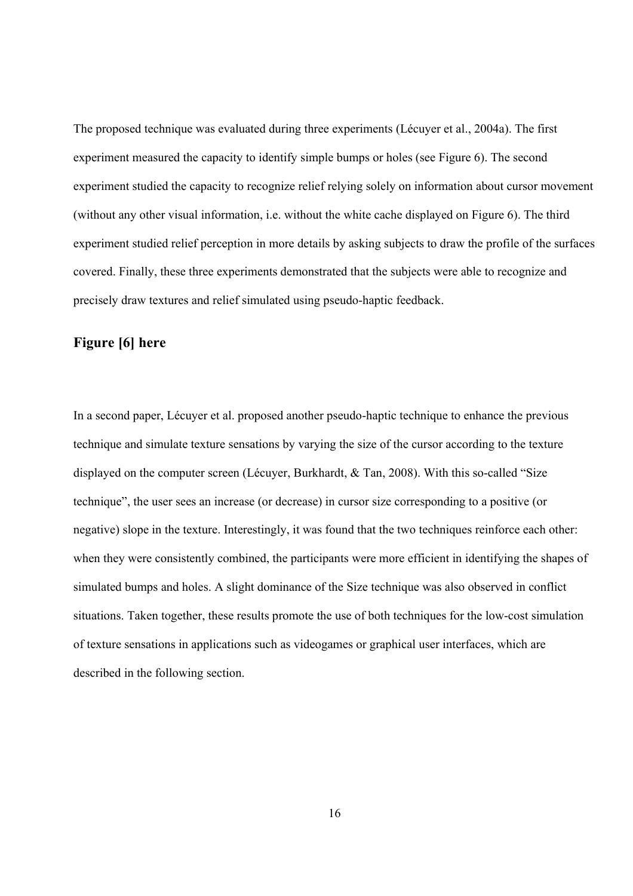The proposed technique was evaluated during three experiments (Lécuyer et al., 2004a). The first experiment measured the capacity to identify simple bumps or holes (see Figure 6). The second experiment studied the capacity to recognize relief relying solely on information about cursor movement (without any other visual information, i.e. without the white cache displayed on Figure 6). The third experiment studied relief perception in more details by asking subjects to draw the profile of the surfaces covered. Finally, these three experiments demonstrated that the subjects were able to recognize and precisely draw textures and relief simulated using pseudo-haptic feedback.

**Figure [6] here**

In a second paper, Lécuyer et al. proposed another pseudo-haptic technique to enhance the previous technique and simulate texture sensations by varying the size of the cursor according to the texture displayed on the computer screen (Lécuyer, Burkhardt, & Tan, 2008). With this so-called "Size technique", the user sees an increase (or decrease) in cursor size corresponding to a positive (or negative) slope in the texture. Interestingly, it was found that the two techniques reinforce each other: when they were consistently combined, the participants were more efficient in identifying the shapes of simulated bumps and holes. A slight dominance of the Size technique was also observed in conflict situations. Taken together, these results promote the use of both techniques for the low-cost simulation of texture sensations in applications such as videogames or graphical user interfaces, which are described in the following section.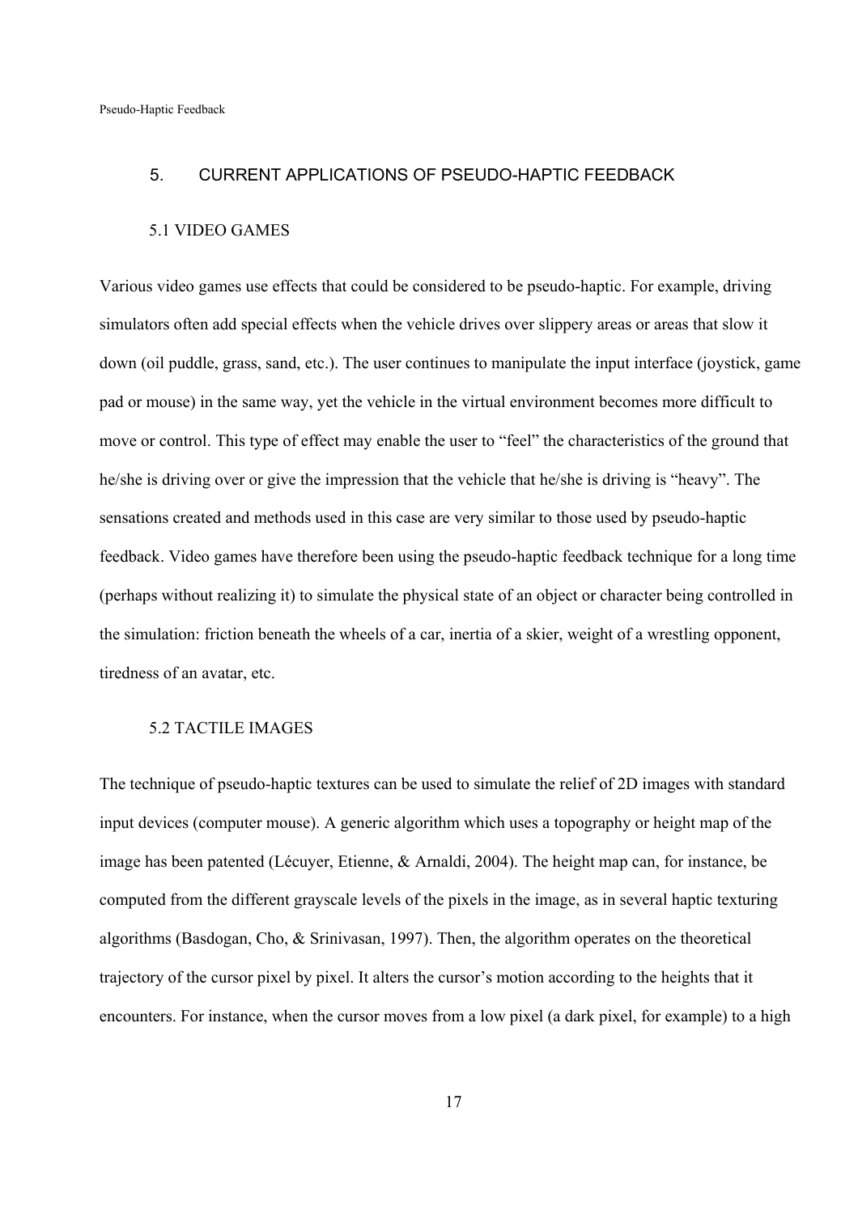## 5. CURRENT APPLICATIONS OF PSEUDO-HAPTIC FEEDBACK

### 5.1 VIDEO GAMES

Various video games use effects that could be considered to be pseudo-haptic. For example, driving simulators often add special effects when the vehicle drives over slippery areas or areas that slow it down (oil puddle, grass, sand, etc.). The user continues to manipulate the input interface (joystick, game pad or mouse) in the same way, yet the vehicle in the virtual environment becomes more difficult to move or control. This type of effect may enable the user to "feel" the characteristics of the ground that he/she is driving over or give the impression that the vehicle that he/she is driving is "heavy". The sensations created and methods used in this case are very similar to those used by pseudo-haptic feedback. Video games have therefore been using the pseudo-haptic feedback technique for a long time (perhaps without realizing it) to simulate the physical state of an object or character being controlled in the simulation: friction beneath the wheels of a car, inertia of a skier, weight of a wrestling opponent, tiredness of an avatar, etc.

### 5.2 TACTILE IMAGES

The technique of pseudo-haptic textures can be used to simulate the relief of 2D images with standard input devices (computer mouse). A generic algorithm which uses a topography or height map of the image has been patented (Lécuyer, Etienne, & Arnaldi, 2004). The height map can, for instance, be computed from the different grayscale levels of the pixels in the image, as in several haptic texturing algorithms (Basdogan, Cho, & Srinivasan, 1997). Then, the algorithm operates on the theoretical trajectory of the cursor pixel by pixel. It alters the cursor's motion according to the heights that it encounters. For instance, when the cursor moves from a low pixel (a dark pixel, for example) to a high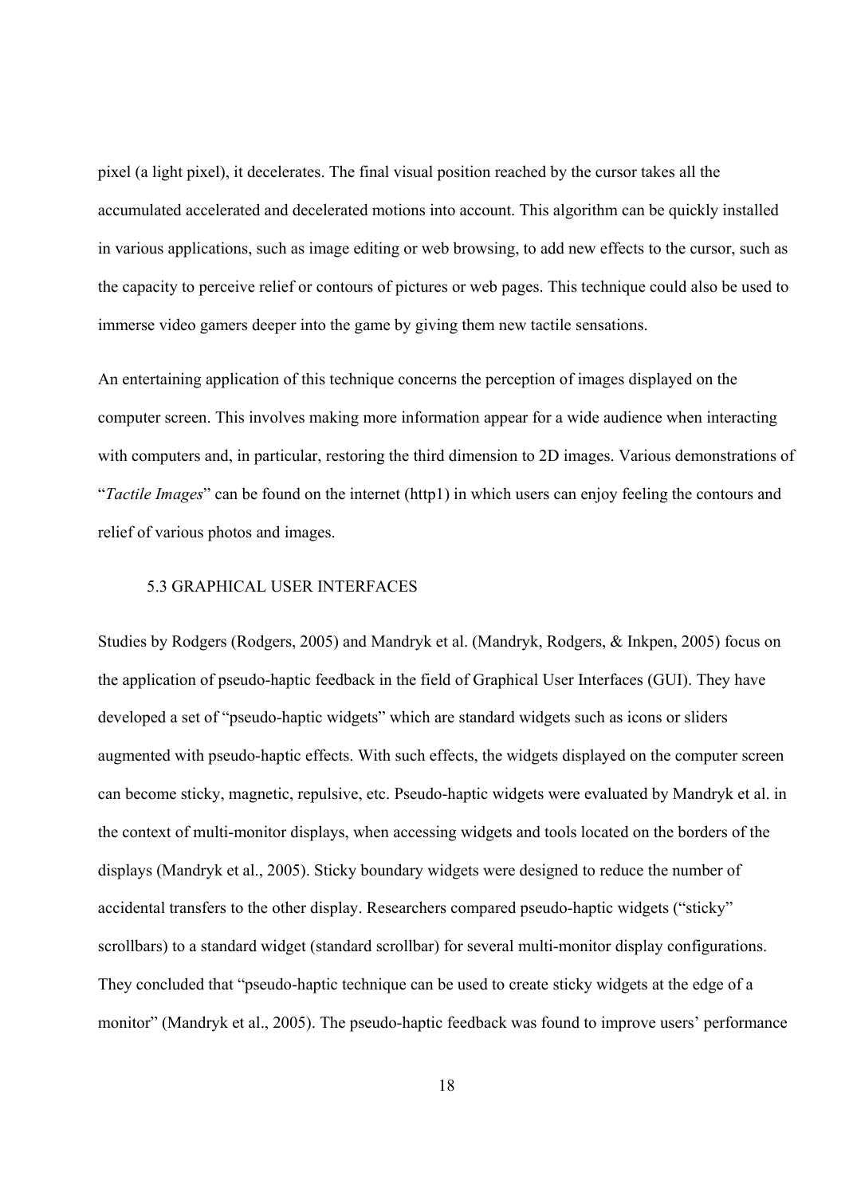pixel (a light pixel), it decelerates. The final visual position reached by the cursor takes all the accumulated accelerated and decelerated motions into account. This algorithm can be quickly installed in various applications, such as image editing or web browsing, to add new effects to the cursor, such as the capacity to perceive relief or contours of pictures or web pages. This technique could also be used to immerse video gamers deeper into the game by giving them new tactile sensations.

An entertaining application of this technique concerns the perception of images displayed on the computer screen. This involves making more information appear for a wide audience when interacting with computers and, in particular, restoring the third dimension to 2D images. Various demonstrations of "*Tactile Images*" can be found on the internet (http1) in which users can enjoy feeling the contours and relief of various photos and images.

### 5.3 GRAPHICAL USER INTERFACES

Studies by Rodgers (Rodgers, 2005) and Mandryk et al. (Mandryk, Rodgers, & Inkpen, 2005) focus on the application of pseudo-haptic feedback in the field of Graphical User Interfaces (GUI). They have developed a set of "pseudo-haptic widgets" which are standard widgets such as icons or sliders augmented with pseudo-haptic effects. With such effects, the widgets displayed on the computer screen can become sticky, magnetic, repulsive, etc. Pseudo-haptic widgets were evaluated by Mandryk et al. in the context of multi-monitor displays, when accessing widgets and tools located on the borders of the displays (Mandryk et al., 2005). Sticky boundary widgets were designed to reduce the number of accidental transfers to the other display. Researchers compared pseudo-haptic widgets ("sticky" scrollbars) to a standard widget (standard scrollbar) for several multi-monitor display configurations. They concluded that "pseudo-haptic technique can be used to create sticky widgets at the edge of a monitor" (Mandryk et al., 2005). The pseudo-haptic feedback was found to improve users' performance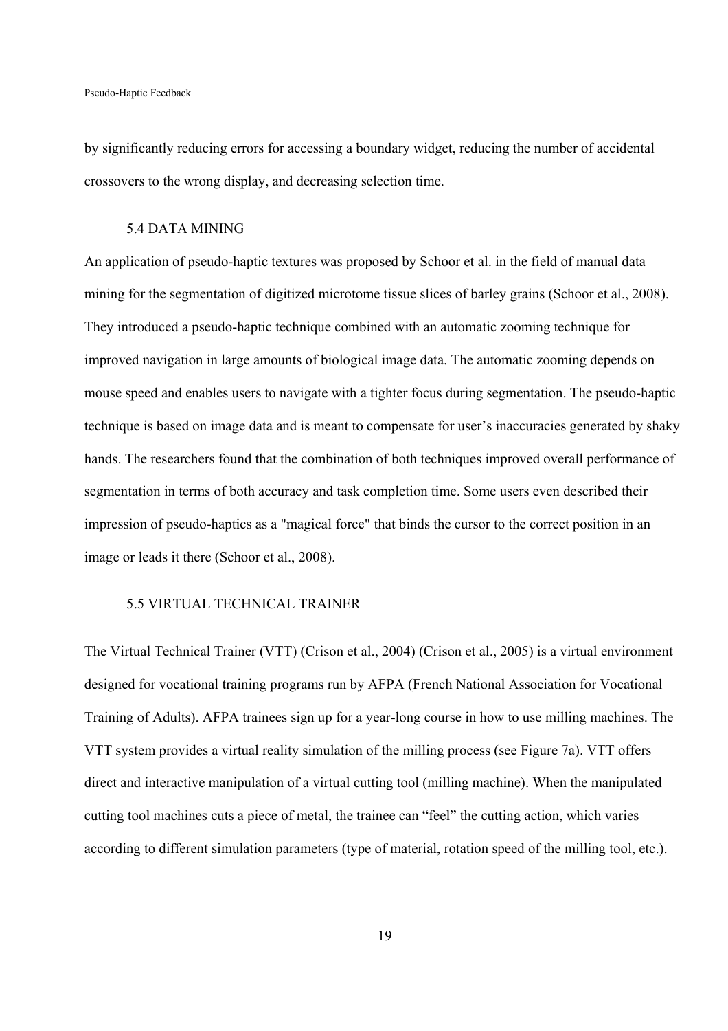by significantly reducing errors for accessing a boundary widget, reducing the number of accidental crossovers to the wrong display, and decreasing selection time.

### 5.4 DATA MINING

An application of pseudo-haptic textures was proposed by Schoor et al. in the field of manual data mining for the segmentation of digitized microtome tissue slices of barley grains (Schoor et al., 2008). They introduced a pseudo-haptic technique combined with an automatic zooming technique for improved navigation in large amounts of biological image data. The automatic zooming depends on mouse speed and enables users to navigate with a tighter focus during segmentation. The pseudo-haptic technique is based on image data and is meant to compensate for user's inaccuracies generated by shaky hands. The researchers found that the combination of both techniques improved overall performance of segmentation in terms of both accuracy and task completion time. Some users even described their impression of pseudo-haptics as a "magical force" that binds the cursor to the correct position in an image or leads it there (Schoor et al., 2008).

### 5.5 VIRTUAL TECHNICAL TRAINER

The Virtual Technical Trainer (VTT) (Crison et al., 2004) (Crison et al., 2005) is a virtual environment designed for vocational training programs run by AFPA (French National Association for Vocational Training of Adults). AFPA trainees sign up for a year-long course in how to use milling machines. The VTT system provides a virtual reality simulation of the milling process (see Figure 7a). VTT offers direct and interactive manipulation of a virtual cutting tool (milling machine). When the manipulated cutting tool machines cuts a piece of metal, the trainee can "feel" the cutting action, which varies according to different simulation parameters (type of material, rotation speed of the milling tool, etc.).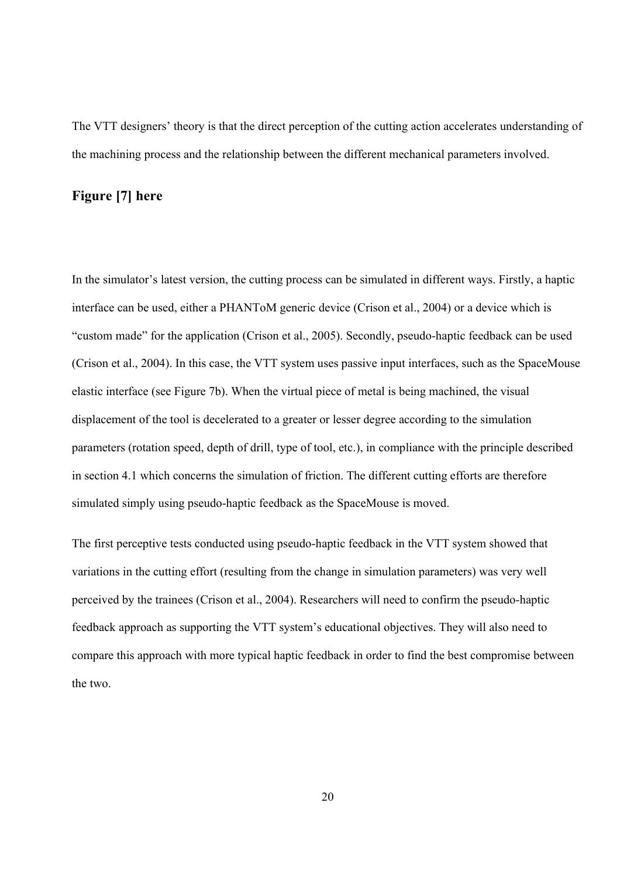The VTT designers' theory is that the direct perception of the cutting action accelerates understanding of the machining process and the relationship between the different mechanical parameters involved.

**Figure [7] here**

In the simulator's latest version, the cutting process can be simulated in different ways. Firstly, a haptic interface can be used, either a PHANToM generic device (Crison et al., 2004) or a device which is "custom made" for the application (Crison et al., 2005). Secondly, pseudo-haptic feedback can be used (Crison et al., 2004). In this case, the VTT system uses passive input interfaces, such as the SpaceMouse elastic interface (see Figure 7b). When the virtual piece of metal is being machined, the visual displacement of the tool is decelerated to a greater or lesser degree according to the simulation parameters (rotation speed, depth of drill, type of tool, etc.), in compliance with the principle described in section 4.1 which concerns the simulation of friction. The different cutting efforts are therefore simulated simply using pseudo-haptic feedback as the SpaceMouse is moved.

The first perceptive tests conducted using pseudo-haptic feedback in the VTT system showed that variations in the cutting effort (resulting from the change in simulation parameters) was very well perceived by the trainees (Crison et al., 2004). Researchers will need to confirm the pseudo-haptic feedback approach as supporting the VTT system's educational objectives. They will also need to compare this approach with more typical haptic feedback in order to find the best compromise between the two.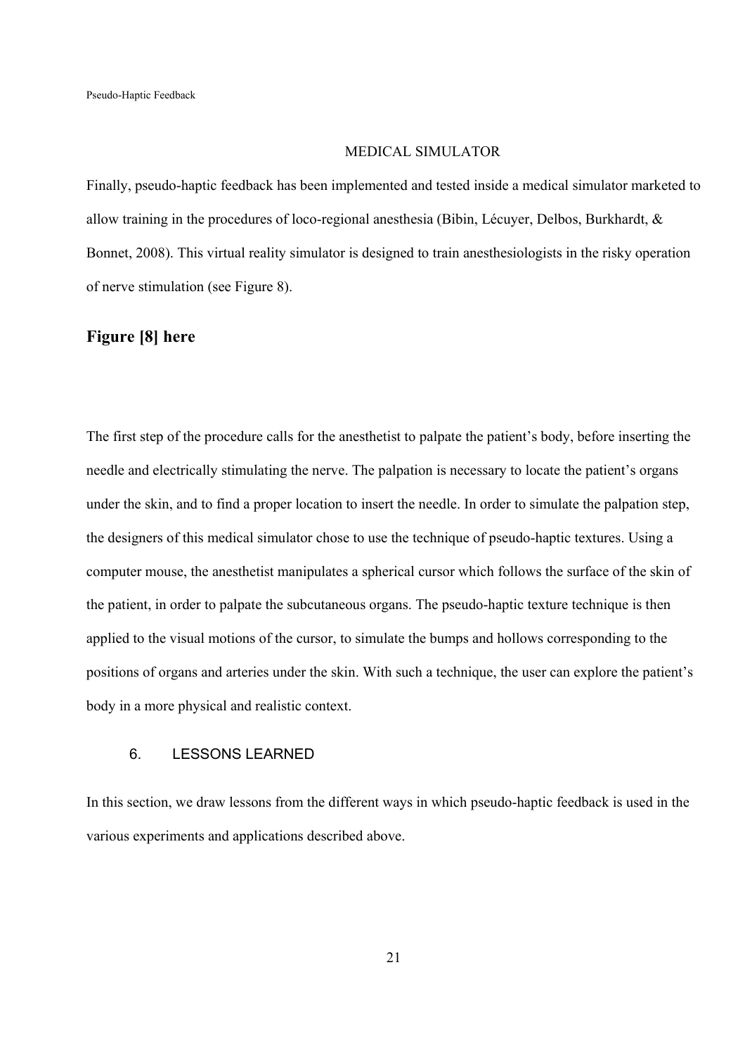### MEDICAL SIMULATOR

Finally, pseudo-haptic feedback has been implemented and tested inside a medical simulator marketed to allow training in the procedures of loco-regional anesthesia (Bibin, Lécuyer, Delbos, Burkhardt, & Bonnet, 2008). This virtual reality simulator is designed to train anesthesiologists in the risky operation of nerve stimulation (see Figure 8).

**Figure [8] here**

The first step of the procedure calls for the anesthetist to palpate the patient's body, before inserting the needle and electrically stimulating the nerve. The palpation is necessary to locate the patient's organs under the skin, and to find a proper location to insert the needle. In order to simulate the palpation step, the designers of this medical simulator chose to use the technique of pseudo-haptic textures. Using a computer mouse, the anesthetist manipulates a spherical cursor which follows the surface of the skin of the patient, in order to palpate the subcutaneous organs. The pseudo-haptic texture technique is then applied to the visual motions of the cursor, to simulate the bumps and hollows corresponding to the positions of organs and arteries under the skin. With such a technique, the user can explore the patient's body in a more physical and realistic context.

## 6. LESSONS LEARNED

In this section, we draw lessons from the different ways in which pseudo-haptic feedback is used in the various experiments and applications described above.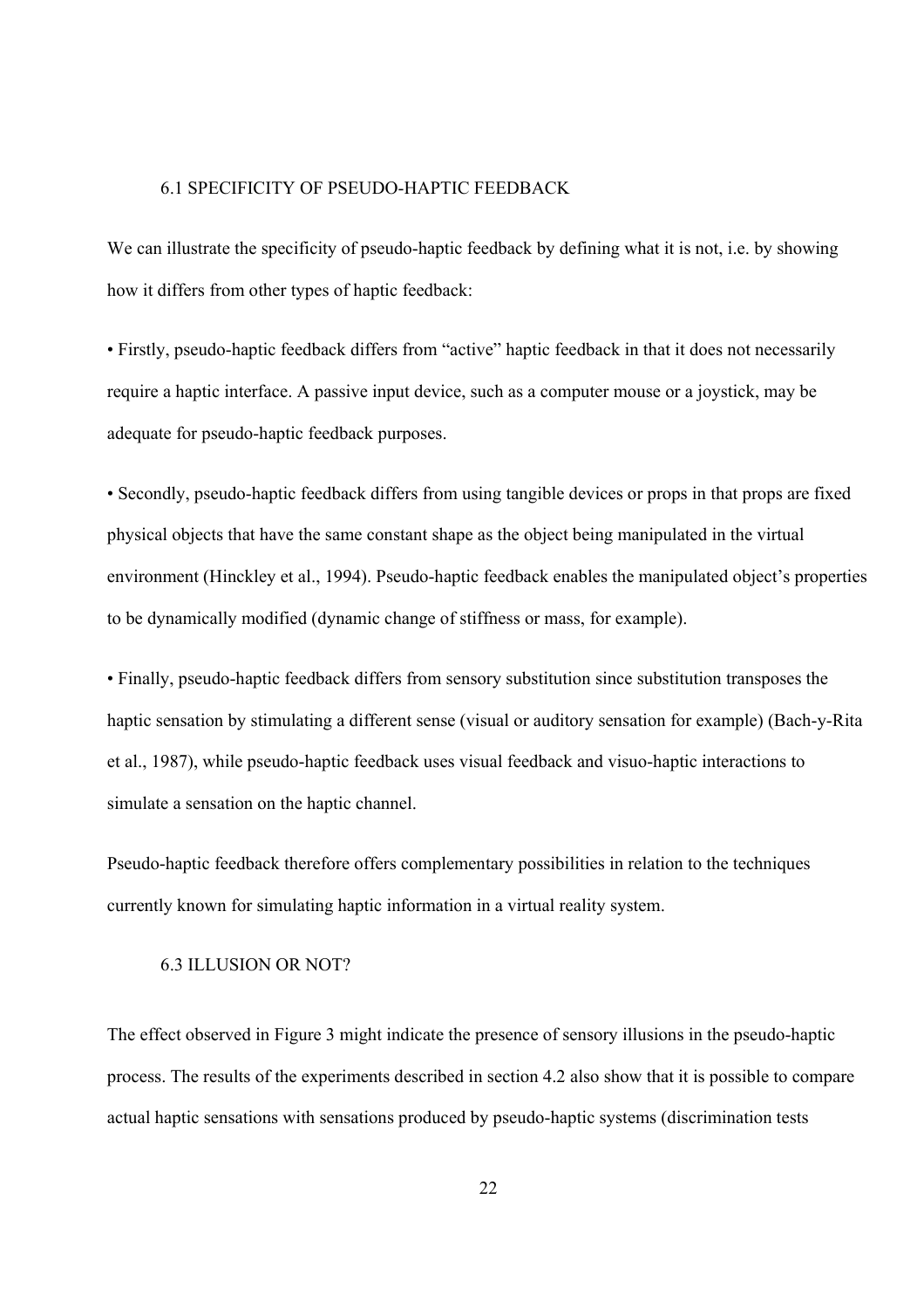### 6.1 SPECIFICITY OF PSEUDO-HAPTIC FEEDBACK

We can illustrate the specificity of pseudo-haptic feedback by defining what it is not, i.e. by showing how it differs from other types of haptic feedback:

- Firstly, pseudo-haptic feedback differs from "active" haptic feedback in that it does not necessarily require a haptic interface. A passive input device, such as a computer mouse or a joystick, may be adequate for pseudo-haptic feedback purposes.
- Secondly, pseudo-haptic feedback differs from using tangible devices or props in that props are fixed physical objects that have the same constant shape as the object being manipulated in the virtual environment (Hinckley et al., 1994). Pseudo-haptic feedback enables the manipulated object's properties to be dynamically modified (dynamic change of stiffness or mass, for example).
- Finally, pseudo-haptic feedback differs from sensory substitution since substitution transposes the haptic sensation by stimulating a different sense (visual or auditory sensation for example) (Bach-y-Rita et al., 1987), while pseudo-haptic feedback uses visual feedback and visuo-haptic interactions to simulate a sensation on the haptic channel.

Pseudo-haptic feedback therefore offers complementary possibilities in relation to the techniques currently known for simulating haptic information in a virtual reality system.

### 6.3 ILLUSION OR NOT?

The effect observed in Figure 3 might indicate the presence of sensory illusions in the pseudo-haptic process. The results of the experiments described in section 4.2 also show that it is possible to compare actual haptic sensations with sensations produced by pseudo-haptic systems (discrimination tests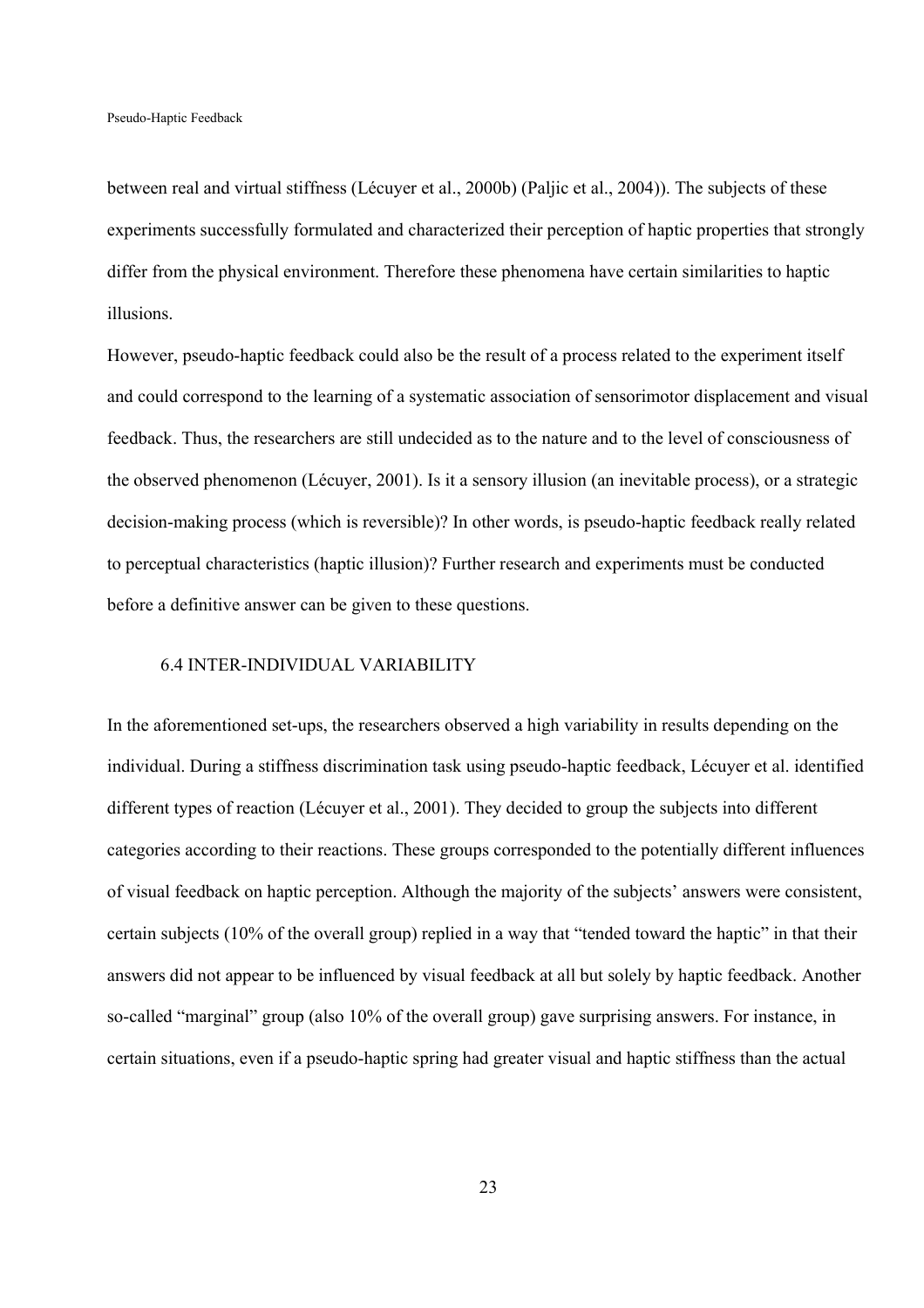between real and virtual stiffness (Lécuyer et al., 2000b) (Paljic et al., 2004)). The subjects of these experiments successfully formulated and characterized their perception of haptic properties that strongly differ from the physical environment. Therefore these phenomena have certain similarities to haptic illusions.

However, pseudo-haptic feedback could also be the result of a process related to the experiment itself and could correspond to the learning of a systematic association of sensorimotor displacement and visual feedback. Thus, the researchers are still undecided as to the nature and to the level of consciousness of the observed phenomenon (Lécuyer, 2001). Is it a sensory illusion (an inevitable process), or a strategic decision-making process (which is reversible)? In other words, is pseudo-haptic feedback really related to perceptual characteristics (haptic illusion)? Further research and experiments must be conducted before a definitive answer can be given to these questions.

### 6.4 INTER-INDIVIDUAL VARIABILITY

In the aforementioned set-ups, the researchers observed a high variability in results depending on the individual. During a stiffness discrimination task using pseudo-haptic feedback, Lécuyer et al. identified different types of reaction (Lécuyer et al., 2001). They decided to group the subjects into different categories according to their reactions. These groups corresponded to the potentially different influences of visual feedback on haptic perception. Although the majority of the subjects' answers were consistent, certain subjects (10% of the overall group) replied in a way that "tended toward the haptic" in that their answers did not appear to be influenced by visual feedback at all but solely by haptic feedback. Another so-called "marginal" group (also 10% of the overall group) gave surprising answers. For instance, in certain situations, even if a pseudo-haptic spring had greater visual and haptic stiffness than the actual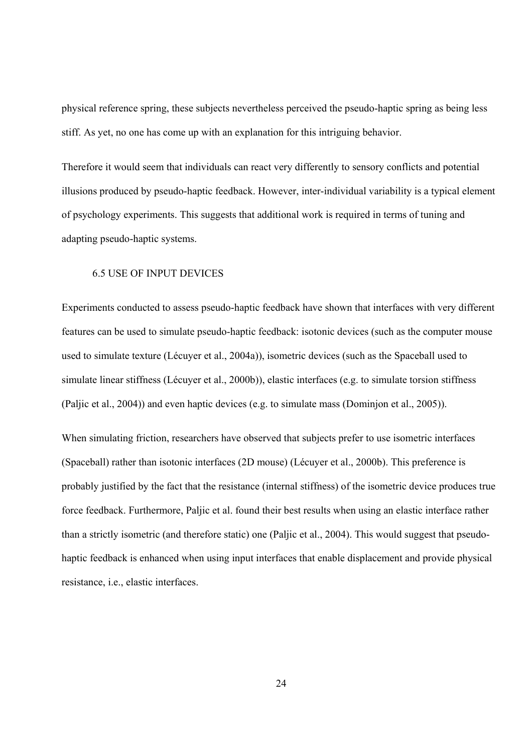physical reference spring, these subjects nevertheless perceived the pseudo-haptic spring as being less stiff. As yet, no one has come up with an explanation for this intriguing behavior.

Therefore it would seem that individuals can react very differently to sensory conflicts and potential illusions produced by pseudo-haptic feedback. However, inter-individual variability is a typical element of psychology experiments. This suggests that additional work is required in terms of tuning and adapting pseudo-haptic systems.

### 6.5 USE OF INPUT DEVICES

Experiments conducted to assess pseudo-haptic feedback have shown that interfaces with very different features can be used to simulate pseudo-haptic feedback: isotonic devices (such as the computer mouse used to simulate texture (Lécuyer et al., 2004a)), isometric devices (such as the Spaceball used to simulate linear stiffness (Lécuyer et al., 2000b)), elastic interfaces (e.g. to simulate torsion stiffness (Paljic et al., 2004)) and even haptic devices (e.g. to simulate mass (Dominjon et al., 2005)).

When simulating friction, researchers have observed that subjects prefer to use isometric interfaces (Spaceball) rather than isotonic interfaces (2D mouse) (Lécuyer et al., 2000b). This preference is probably justified by the fact that the resistance (internal stiffness) of the isometric device produces true force feedback. Furthermore, Paljic et al. found their best results when using an elastic interface rather than a strictly isometric (and therefore static) one (Paljic et al., 2004). This would suggest that pseudo-haptic feedback is enhanced when using input interfaces that enable displacement and provide physical resistance, i.e., elastic interfaces.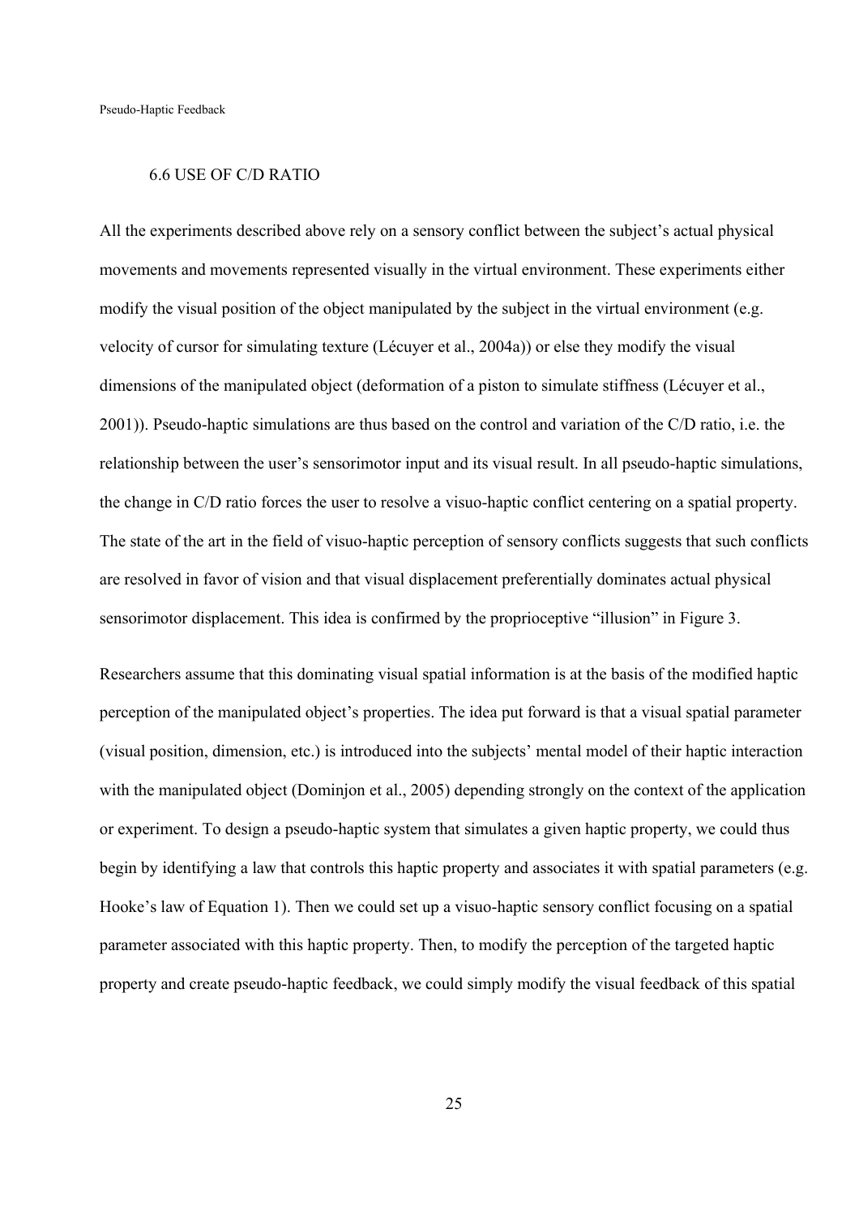## 6.6 USE OF C/D RATIO

All the experiments described above rely on a sensory conflict between the subject's actual physical movements and movements represented visually in the virtual environment. These experiments either modify the visual position of the object manipulated by the subject in the virtual environment (e.g. velocity of cursor for simulating texture (Lécuyer et al., 2004a)) or else they modify the visual dimensions of the manipulated object (deformation of a piston to simulate stiffness (Lécuyer et al., 2001)). Pseudo-haptic simulations are thus based on the control and variation of the C/D ratio, i.e. the relationship between the user's sensorimotor input and its visual result. In all pseudo-haptic simulations, the change in C/D ratio forces the user to resolve a visuo-haptic conflict centering on a spatial property. The state of the art in the field of visuo-haptic perception of sensory conflicts suggests that such conflicts are resolved in favor of vision and that visual displacement preferentially dominates actual physical sensorimotor displacement. This idea is confirmed by the proprioceptive "illusion" in Figure 3.

Researchers assume that this dominating visual spatial information is at the basis of the modified haptic perception of the manipulated object's properties. The idea put forward is that a visual spatial parameter (visual position, dimension, etc.) is introduced into the subjects' mental model of their haptic interaction with the manipulated object (Dominjon et al., 2005) depending strongly on the context of the application or experiment. To design a pseudo-haptic system that simulates a given haptic property, we could thus begin by identifying a law that controls this haptic property and associates it with spatial parameters (e.g. Hooke's law of Equation 1). Then we could set up a visuo-haptic sensory conflict focusing on a spatial parameter associated with this haptic property. Then, to modify the perception of the targeted haptic property and create pseudo-haptic feedback, we could simply modify the visual feedback of this spatial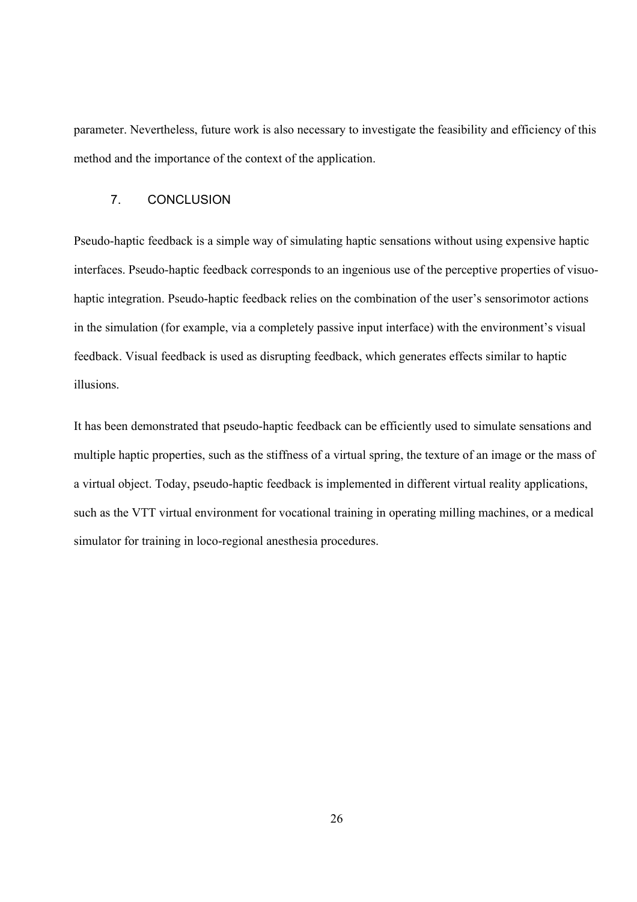parameter. Nevertheless, future work is also necessary to investigate the feasibility and efficiency of this method and the importance of the context of the application.

## 7. CONCLUSION

Pseudo-haptic feedback is a simple way of simulating haptic sensations without using expensive haptic interfaces. Pseudo-haptic feedback corresponds to an ingenious use of the perceptive properties of visuo-haptic integration. Pseudo-haptic feedback relies on the combination of the user's sensorimotor actions in the simulation (for example, via a completely passive input interface) with the environment's visual feedback. Visual feedback is used as disrupting feedback, which generates effects similar to haptic illusions.

It has been demonstrated that pseudo-haptic feedback can be efficiently used to simulate sensations and multiple haptic properties, such as the stiffness of a virtual spring, the texture of an image or the mass of a virtual object. Today, pseudo-haptic feedback is implemented in different virtual reality applications, such as the VTT virtual environment for vocational training in operating milling machines, or a medical simulator for training in loco-regional anesthesia procedures.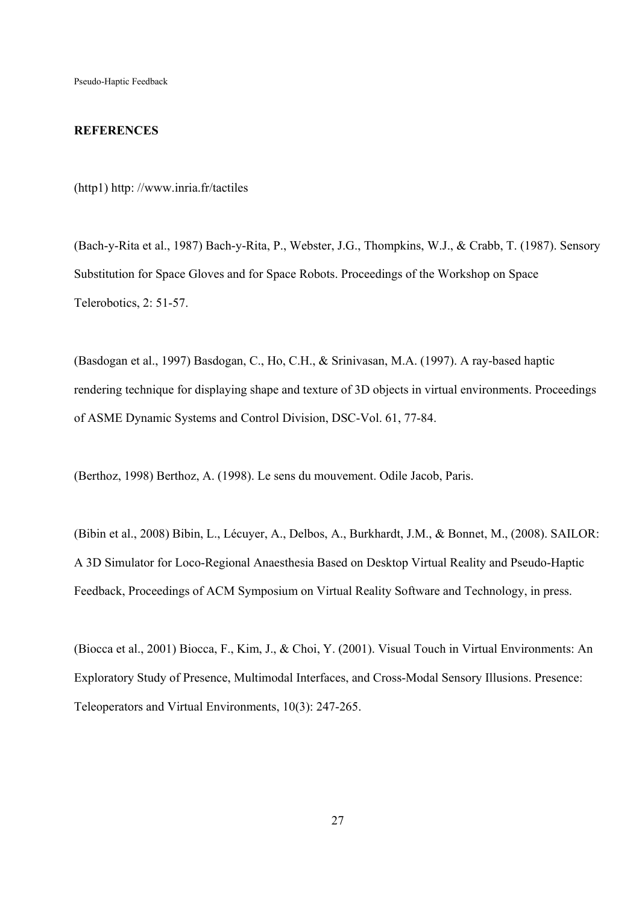## REFERENCES

(http1) http: //www.inria.fr/tactiles

(Bach-y-Rita et al., 1987) Bach-y-Rita, P., Webster, J.G., Thompkins, W.J., & Crabb, T. (1987). Sensory Substitution for Space Gloves and for Space Robots. Proceedings of the Workshop on Space Telerobotics, 2: 51-57.

(Basdogan et al., 1997) Basdogan, C., Ho, C.H., & Srinivasan, M.A. (1997). A ray-based haptic rendering technique for displaying shape and texture of 3D objects in virtual environments. Proceedings of ASME Dynamic Systems and Control Division, DSC-Vol. 61, 77-84.

(Berthoz, 1998) Berthoz, A. (1998). Le sens du mouvement. Odile Jacob, Paris.

(Bibin et al., 2008) Bibin, L., Lécuyer, A., Delbos, A., Burkhardt, J.M., & Bonnet, M., (2008). SAILOR: A 3D Simulator for Loco-Regional Anaesthesia Based on Desktop Virtual Reality and Pseudo-Haptic Feedback, Proceedings of ACM Symposium on Virtual Reality Software and Technology, in press.

(Biocca et al., 2001) Biocca, F., Kim, J., & Choi, Y. (2001). Visual Touch in Virtual Environments: An Exploratory Study of Presence, Multimodal Interfaces, and Cross-Modal Sensory Illusions. Presence: Teleoperators and Virtual Environments, 10(3): 247-265.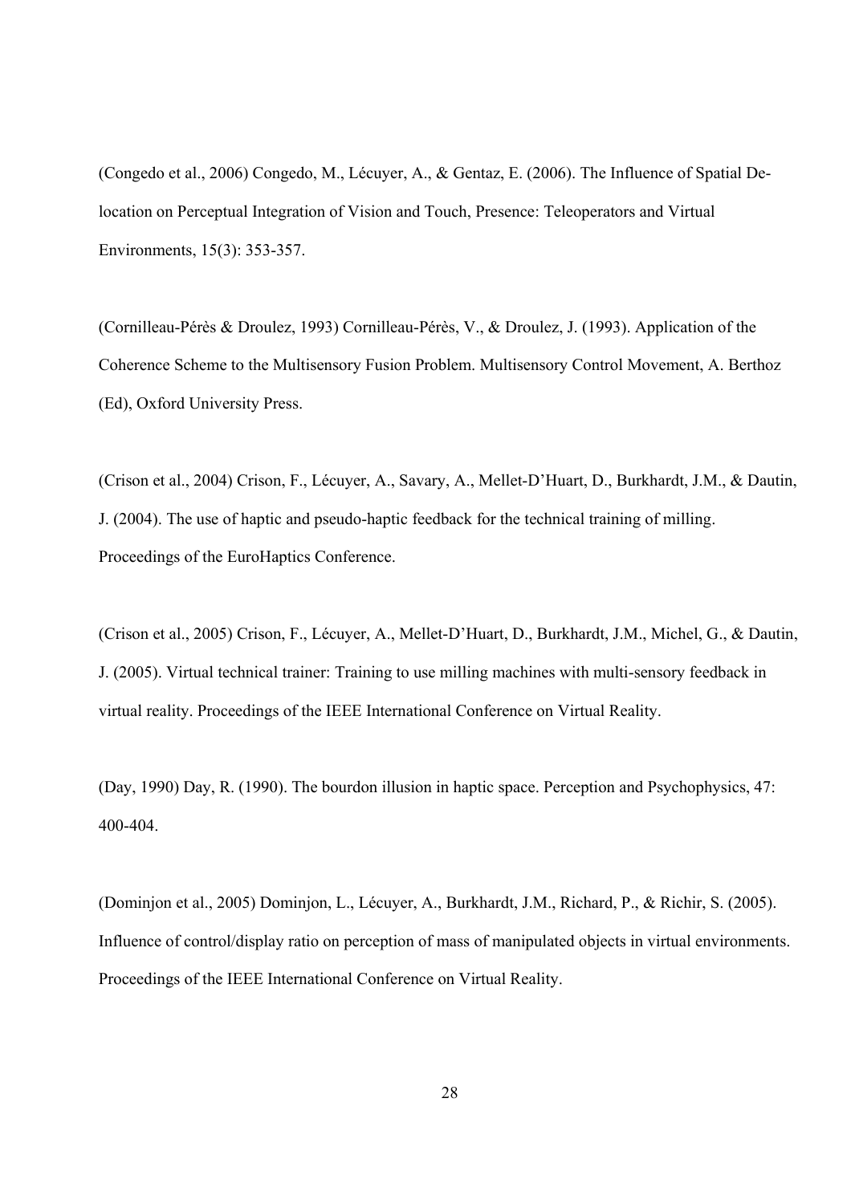(Congedo et al., 2006) Congedo, M., Lécuyer, A., & Gentaz, E. (2006). The Influence of Spatial De-location on Perceptual Integration of Vision and Touch, Presence: Teleoperators and Virtual Environments, 15(3): 353-357.

(Cornilleau-Pérès & Droulez, 1993) Cornilleau-Pérès, V., & Droulez, J. (1993). Application of the Coherence Scheme to the Multisensory Fusion Problem. Multisensory Control Movement, A. Berthoz (Ed), Oxford University Press.

(Crison et al., 2004) Crison, F., Lécuyer, A., Savary, A., Mellet-D'Huart, D., Burkhardt, J.M., & Dautin, J. (2004). The use of haptic and pseudo-haptic feedback for the technical training of milling. Proceedings of the EuroHaptics Conference.

(Crison et al., 2005) Crison, F., Lécuyer, A., Mellet-D'Huart, D., Burkhardt, J.M., Michel, G., & Dautin, J. (2005). Virtual technical trainer: Training to use milling machines with multi-sensory feedback in virtual reality. Proceedings of the IEEE International Conference on Virtual Reality.

(Day, 1990) Day, R. (1990). The bourdon illusion in haptic space. Perception and Psychophysics, 47: 400-404.

(Dominjon et al., 2005) Dominjon, L., Lécuyer, A., Burkhardt, J.M., Richard, P., & Richir, S. (2005). Influence of control/display ratio on perception of mass of manipulated objects in virtual environments. Proceedings of the IEEE International Conference on Virtual Reality.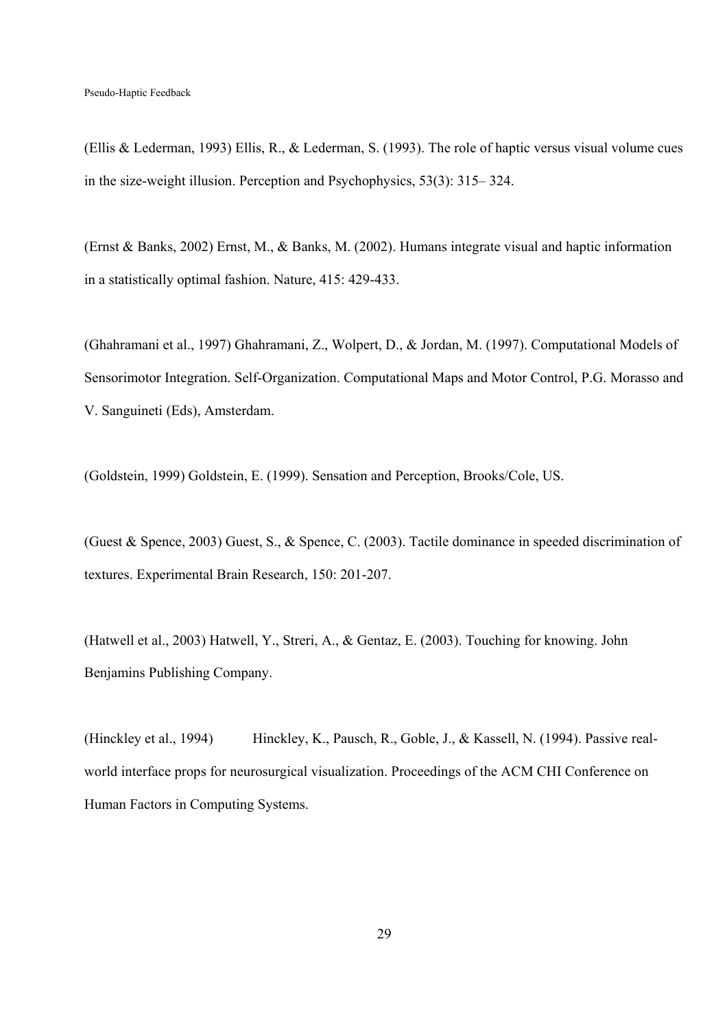(Ellis & Lederman, 1993) Ellis, R., & Lederman, S. (1993). The role of haptic versus visual volume cues in the size-weight illusion. Perception and Psychophysics, 53(3): 315– 324.

(Ernst & Banks, 2002) Ernst, M., & Banks, M. (2002). Humans integrate visual and haptic information in a statistically optimal fashion. Nature, 415: 429-433.

(Ghahramani et al., 1997) Ghahramani, Z., Wolpert, D., & Jordan, M. (1997). Computational Models of Sensorimotor Integration. Self-Organization. Computational Maps and Motor Control, P.G. Morasso and V. Sanguineti (Eds), Amsterdam.

(Goldstein, 1999) Goldstein, E. (1999). Sensation and Perception, Brooks/Cole, US.

(Guest & Spence, 2003) Guest, S., & Spence, C. (2003). Tactile dominance in speeded discrimination of textures. Experimental Brain Research, 150: 201-207.

(Hatwell et al., 2003) Hatwell, Y., Streri, A., & Gentaz, E. (2003). Touching for knowing. John Benjamins Publishing Company.

(Hinckley et al., 1994) Hinckley, K., Pausch, R., Goble, J., & Kassell, N. (1994). Passive real-world interface props for neurosurgical visualization. Proceedings of the ACM CHI Conference on Human Factors in Computing Systems.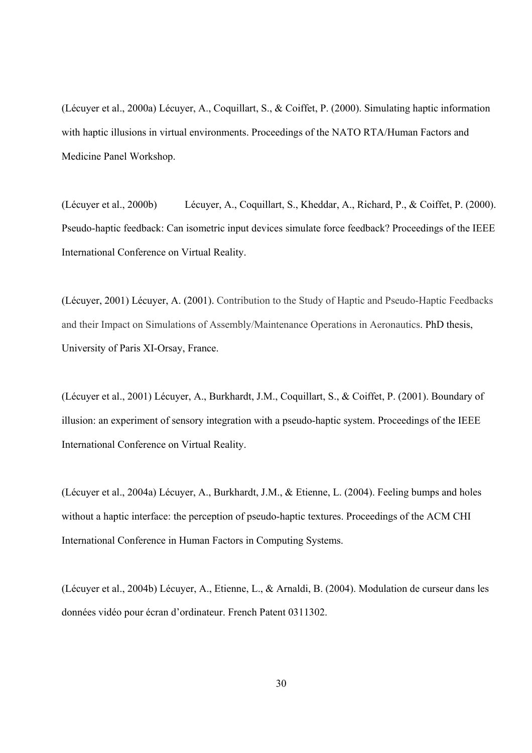(Lécuyer et al., 2000a) Lécuyer, A., Coquillart, S., & Coiffet, P. (2000). Simulating haptic information with haptic illusions in virtual environments. Proceedings of the NATO RTA/Human Factors and Medicine Panel Workshop.

(Lécuyer et al., 2000b) Lécuyer, A., Coquillart, S., Kheddar, A., Richard, P., & Coiffet, P. (2000). Pseudo-haptic feedback: Can isometric input devices simulate force feedback? Proceedings of the IEEE International Conference on Virtual Reality.

(Lécuyer, 2001) Lécuyer, A. (2001). Contribution to the Study of Haptic and Pseudo-Haptic Feedbacks and their Impact on Simulations of Assembly/Maintenance Operations in Aeronautics. PhD thesis, University of Paris XI-Orsay, France.

(Lécuyer et al., 2001) Lécuyer, A., Burkhardt, J.M., Coquillart, S., & Coiffet, P. (2001). Boundary of illusion: an experiment of sensory integration with a pseudo-haptic system. Proceedings of the IEEE International Conference on Virtual Reality.

(Lécuyer et al., 2004a) Lécuyer, A., Burkhardt, J.M., & Etienne, L. (2004). Feeling bumps and holes without a haptic interface: the perception of pseudo-haptic textures. Proceedings of the ACM CHI International Conference in Human Factors in Computing Systems.

(Lécuyer et al., 2004b) Lécuyer, A., Etienne, L., & Arnaldi, B. (2004). Modulation de curseur dans les données vidéo pour écran d'ordinateur. French Patent 0311302.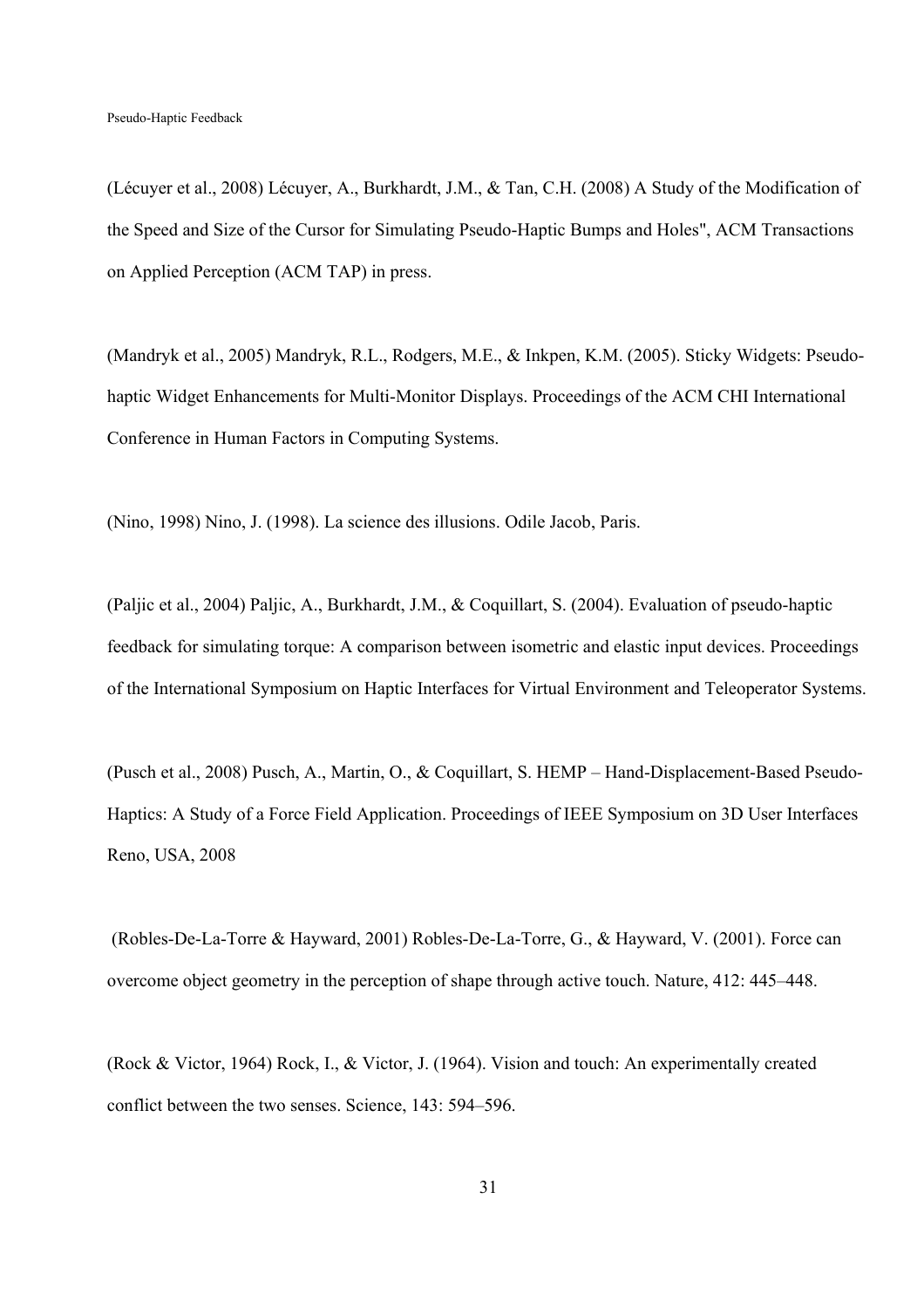(Lécuyer et al., 2008) Lécuyer, A., Burkhardt, J.M., & Tan, C.H. (2008) A Study of the Modification of the Speed and Size of the Cursor for Simulating Pseudo-Haptic Bumps and Holes", ACM Transactions on Applied Perception (ACM TAP) in press.

(Mandryk et al., 2005) Mandryk, R.L., Rodgers, M.E., & Inkpen, K.M. (2005). Sticky Widgets: Pseudo-haptic Widget Enhancements for Multi-Monitor Displays. Proceedings of the ACM CHI International Conference in Human Factors in Computing Systems.

(Nino, 1998) Nino, J. (1998). La science des illusions. Odile Jacob, Paris.

(Paljic et al., 2004) Paljic, A., Burkhardt, J.M., & Coquillart, S. (2004). Evaluation of pseudo-haptic feedback for simulating torque: A comparison between isometric and elastic input devices. Proceedings of the International Symposium on Haptic Interfaces for Virtual Environment and Teleoperator Systems.

(Pusch et al., 2008) Pusch, A., Martin, O., & Coquillart, S. HEMP – Hand-Displacement-Based Pseudo-Haptics: A Study of a Force Field Application. Proceedings of IEEE Symposium on 3D User Interfaces Reno, USA, 2008

(Robles-De-La-Torre & Hayward, 2001) Robles-De-La-Torre, G., & Hayward, V. (2001). Force can overcome object geometry in the perception of shape through active touch. Nature, 412: 445–448.

(Rock & Victor, 1964) Rock, I., & Victor, J. (1964). Vision and touch: An experimentally created conflict between the two senses. Science, 143: 594–596.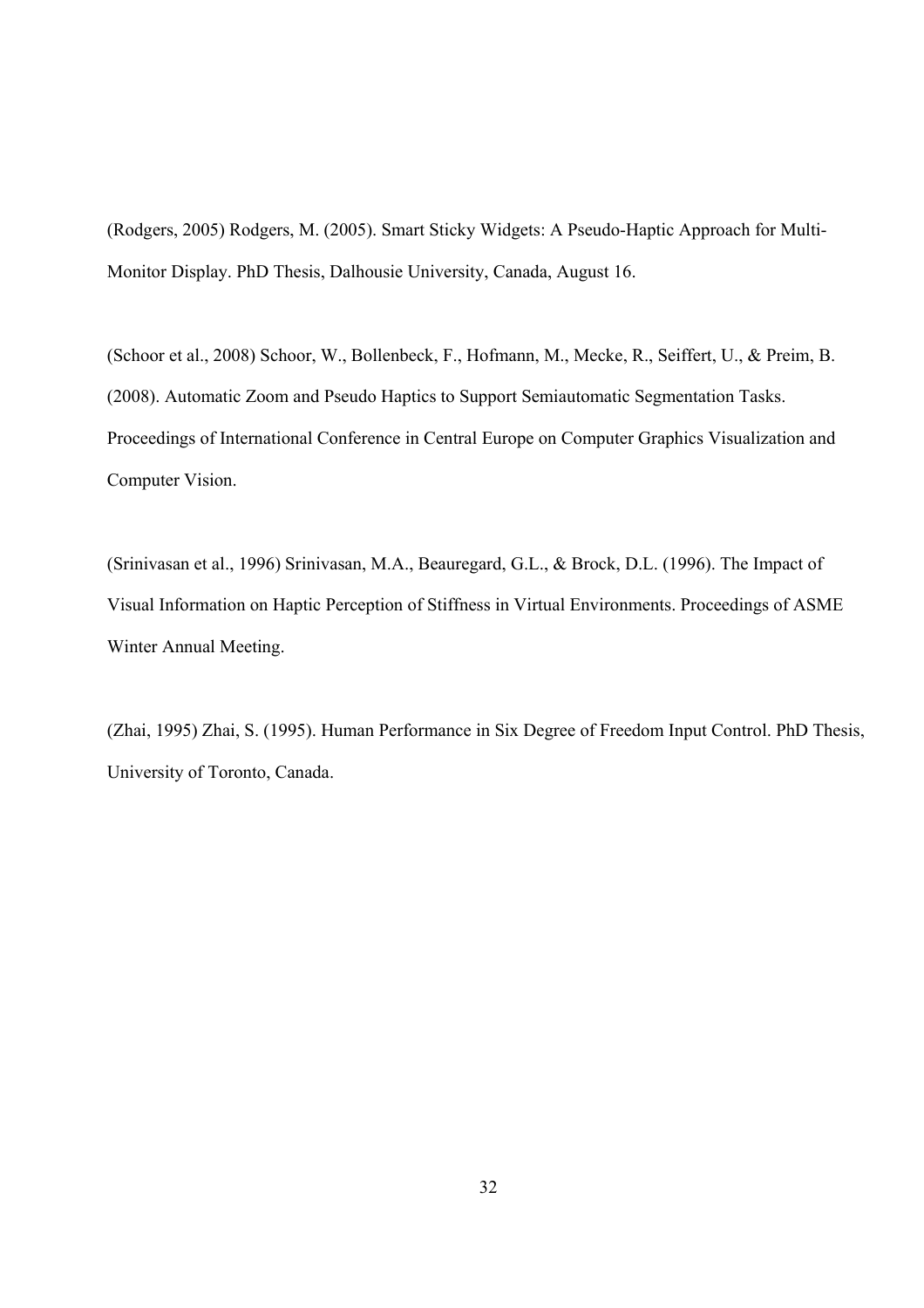(Rodgers, 2005) Rodgers, M. (2005). Smart Sticky Widgets: A Pseudo-Haptic Approach for Multi-Monitor Display. PhD Thesis, Dalhousie University, Canada, August 16.

(Schoor et al., 2008) Schoor, W., Bollenbeck, F., Hofmann, M., Mecke, R., Seiffert, U., & Preim, B. (2008). Automatic Zoom and Pseudo Haptics to Support Semiautomatic Segmentation Tasks. Proceedings of International Conference in Central Europe on Computer Graphics Visualization and Computer Vision.

(Srinivasan et al., 1996) Srinivasan, M.A., Beauregard, G.L., & Brock, D.L. (1996). The Impact of Visual Information on Haptic Perception of Stiffness in Virtual Environments. Proceedings of ASME Winter Annual Meeting.

(Zhai, 1995) Zhai, S. (1995). Human Performance in Six Degree of Freedom Input Control. PhD Thesis, University of Toronto, Canada.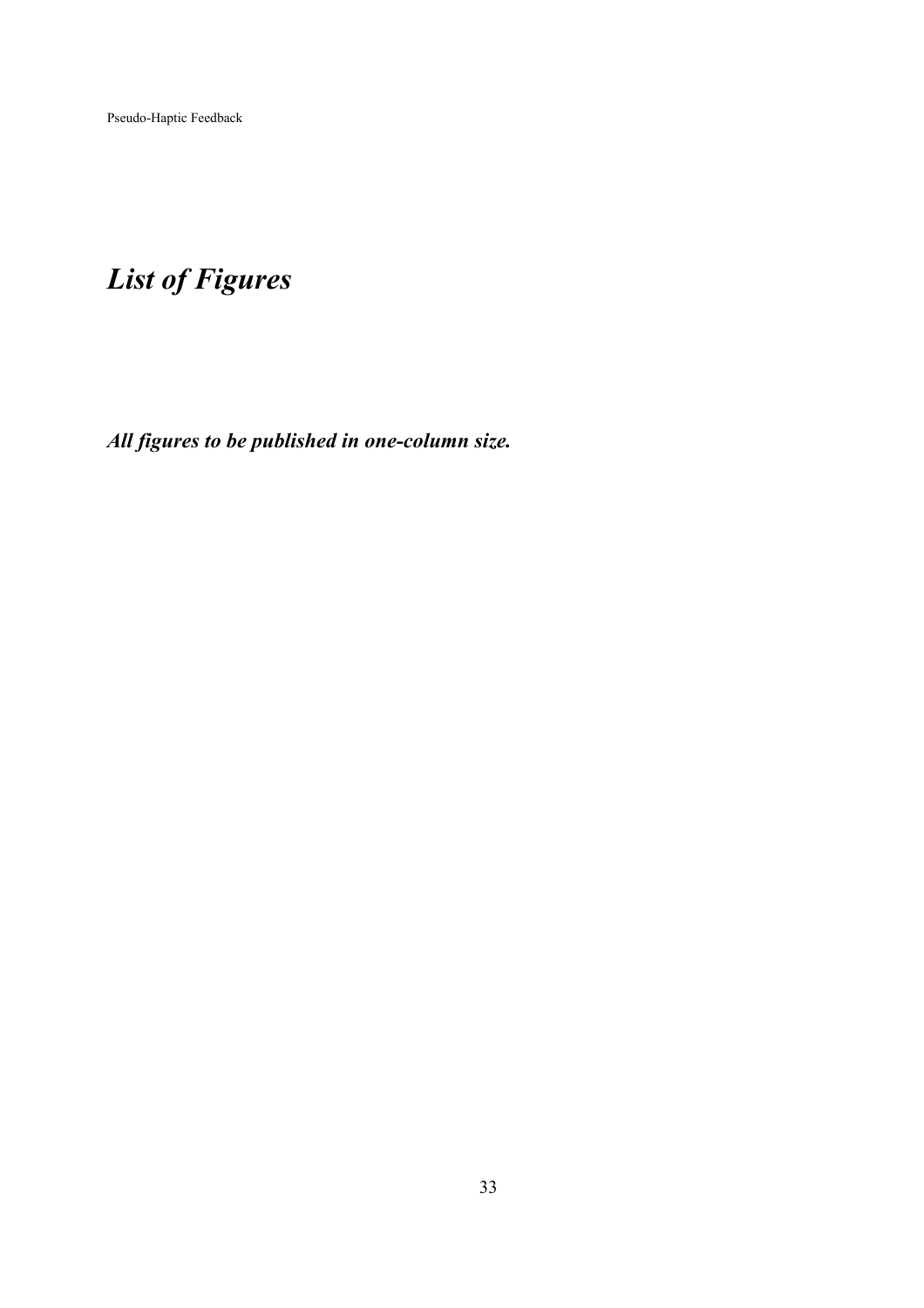# *List of Figures*

***All figures to be published in one-column size.***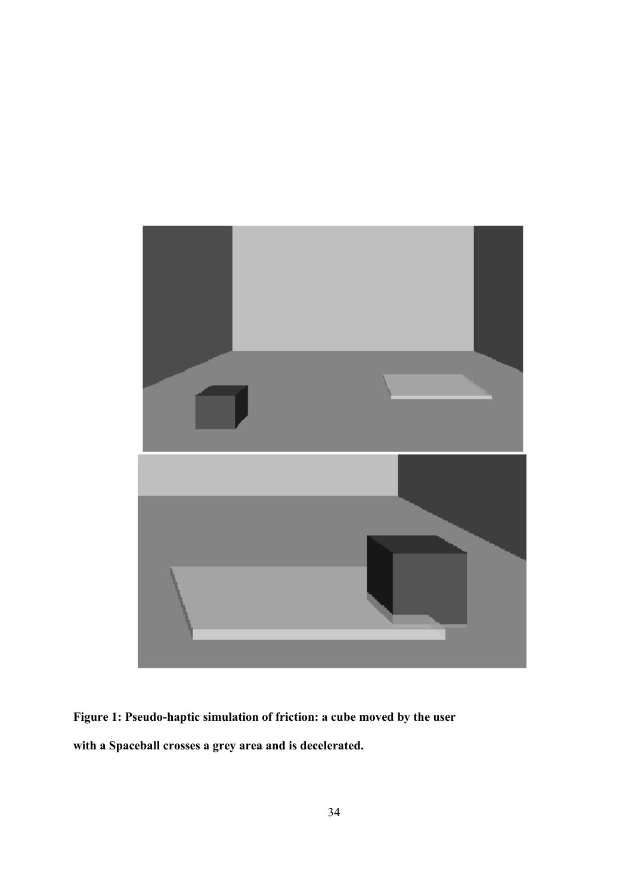**Figure 1: Pseudo-haptic simulation of friction: a cube moved by the user with a Spaceball crosses a grey area and is decelerated.**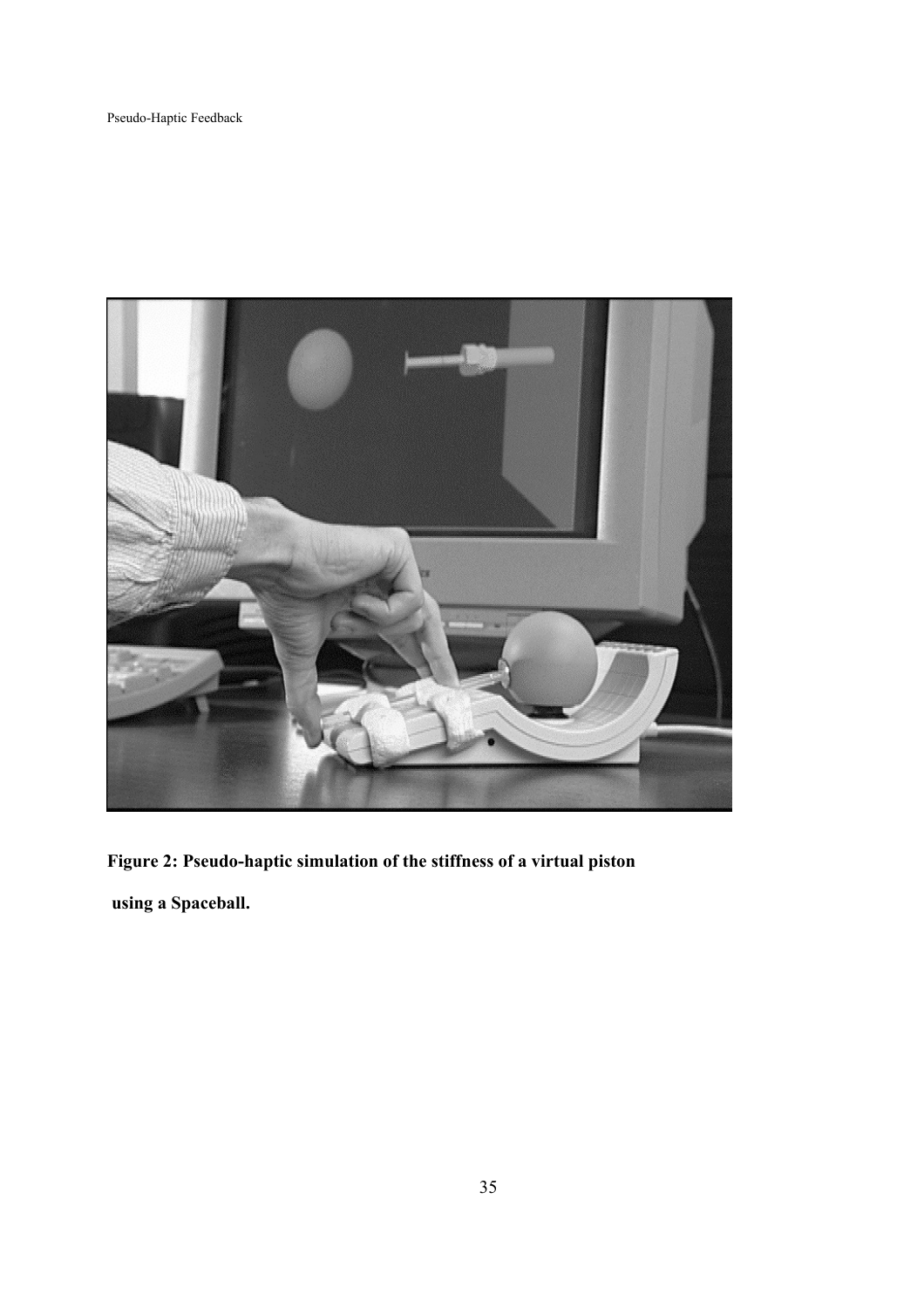**Figure 2: Pseudo-haptic simulation of the stiffness of a virtual piston using a Spaceball.**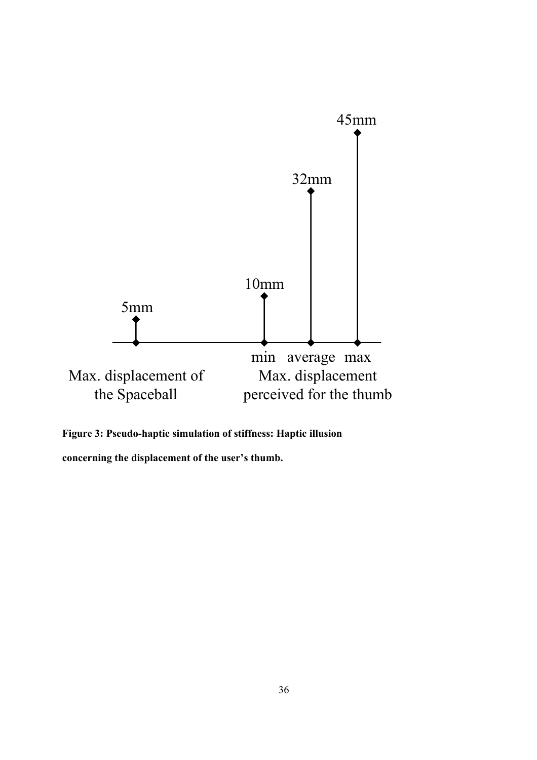45mm

32mm

10mm

5mm

min average max

Max. displacement of the Spaceball

Max. displacement perceived for the thumb

**Figure 3: Pseudo-haptic simulation of stiffness: Haptic illusion concerning the displacement of the user's thumb.**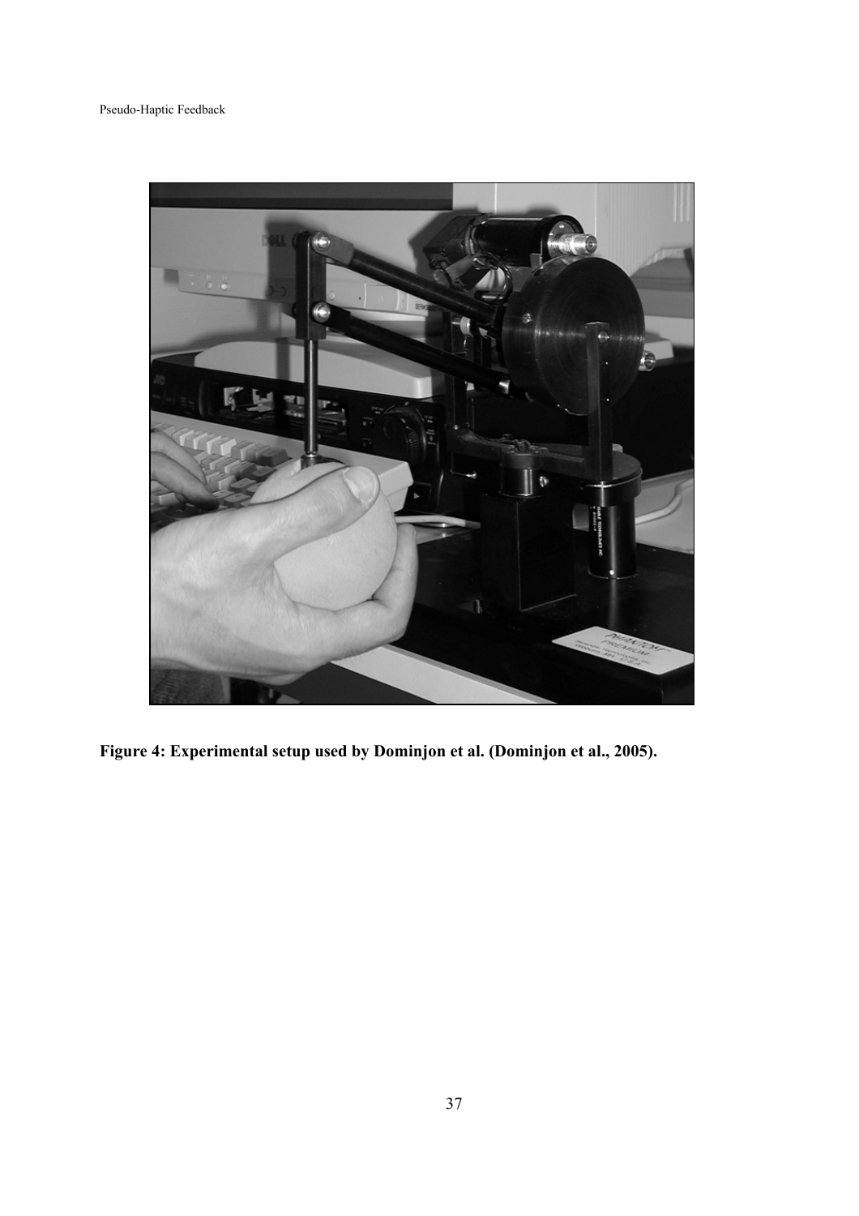**Figure 4: Experimental setup used by Dominjon et al. (Dominjon et al., 2005).**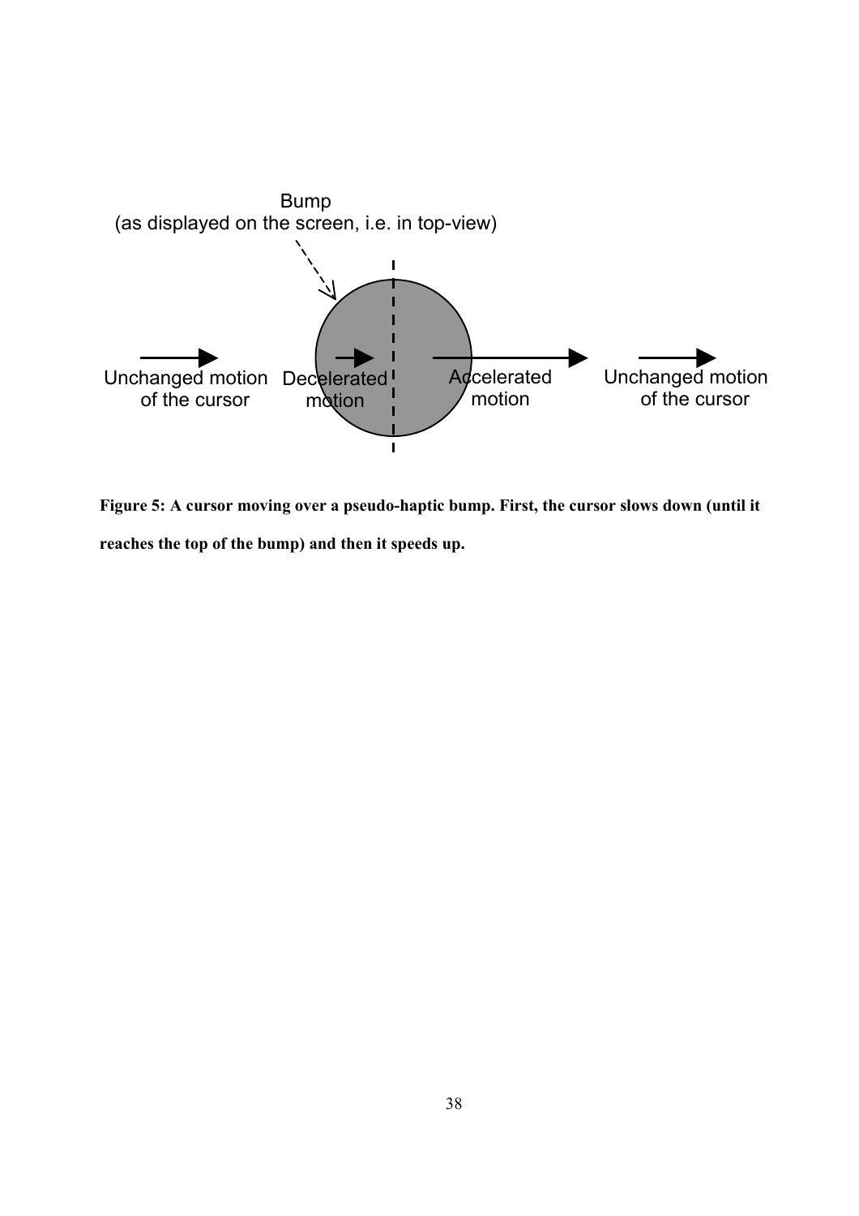Bump
(as displayed on the screen, i.e. in top-view)

Unchanged motion of the cursor | Decelerated motion | Accelerated motion | Unchanged motion of the cursor

**Figure 5: A cursor moving over a pseudo-haptic bump. First, the cursor slows down (until it reaches the top of the bump) and then it speeds up.**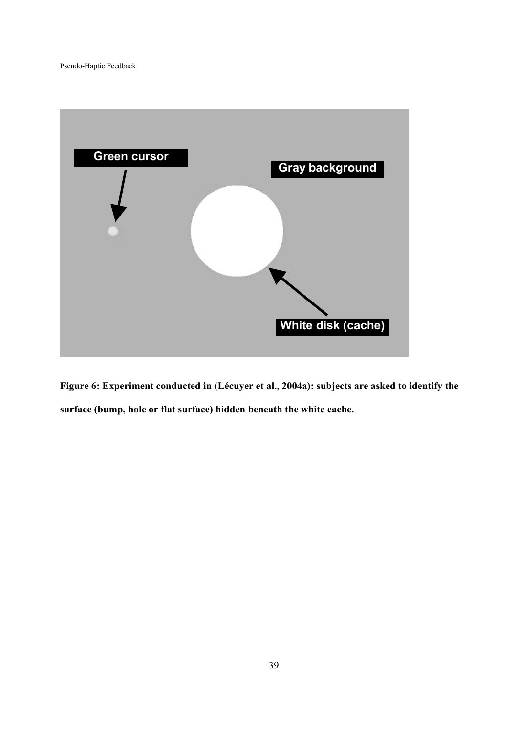**Figure 6: Experiment conducted in (Lécuyer et al., 2004a): subjects are asked to identify the surface (bump, hole or flat surface) hidden beneath the white cache.**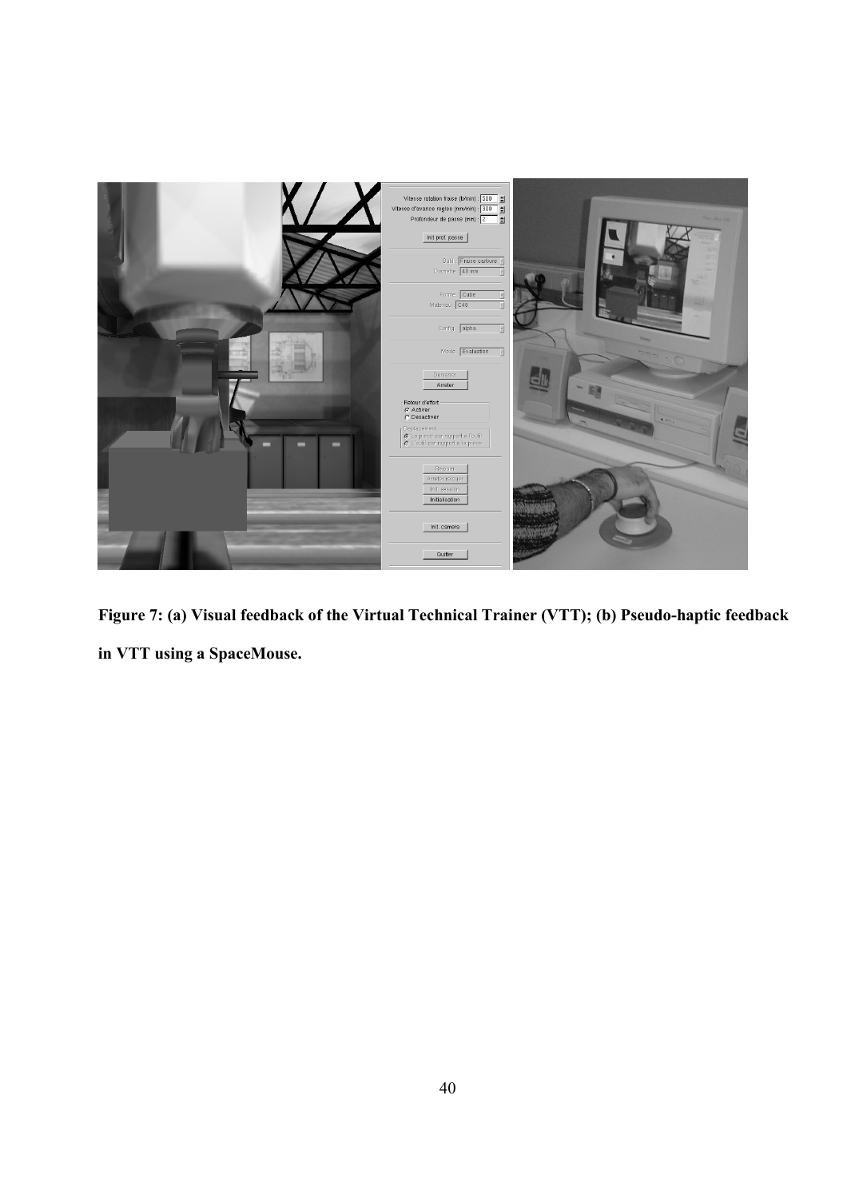**Figure 7: (a) Visual feedback of the Virtual Technical Trainer (VTT); (b) Pseudo-haptic feedback in VTT using a SpaceMouse.**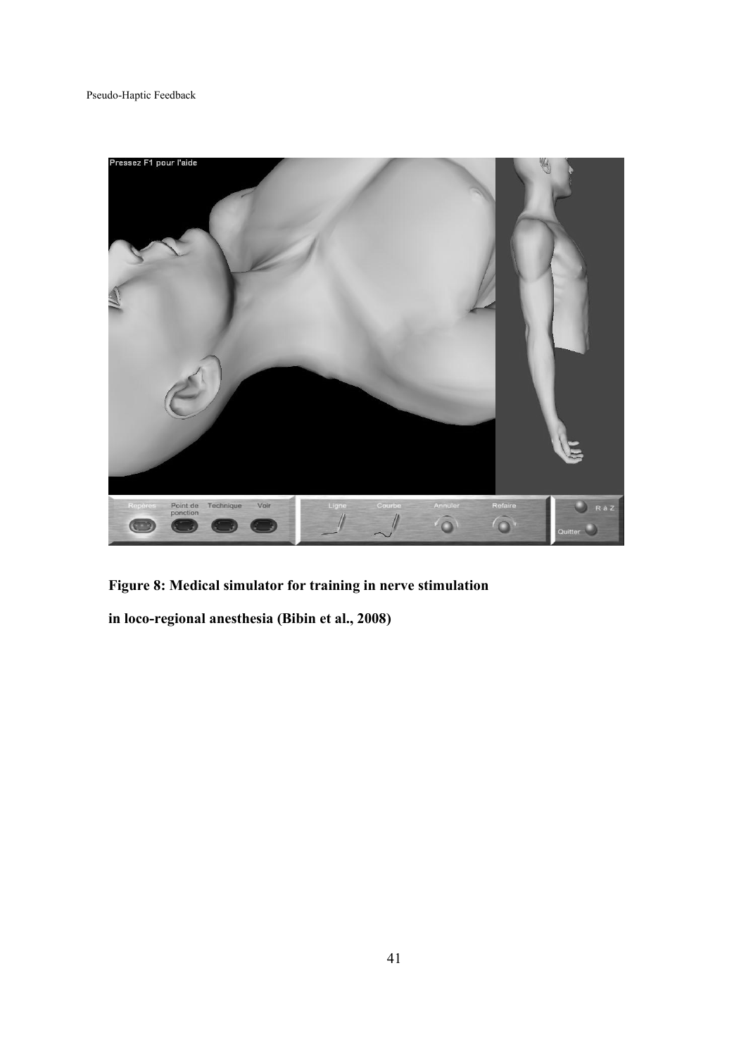**Figure 8: Medical simulator for training in nerve stimulation in loco-regional anesthesia (Bibin et al., 2008)**